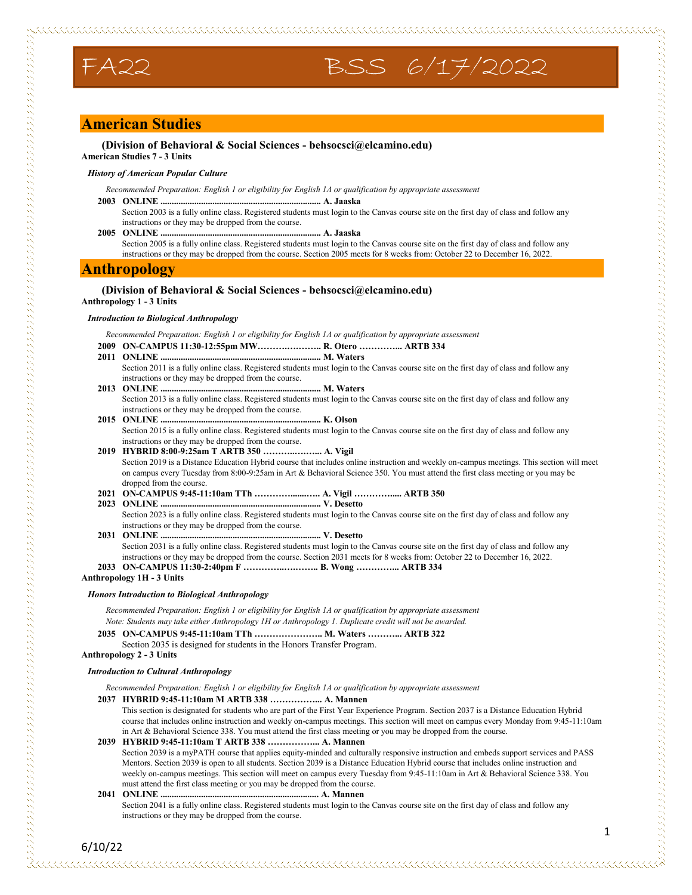# FA22 BSS 6/17/2022

## American Studies

**(Division of Behavioral & Social Sciences - behsocsci@elcamino.edu)**

**American Studies 7 - 3 Units**

***History of American Popular Culture***

*Recommended Preparation: English 1 or eligibility for English 1A or qualification by appropriate assessment*

**2003 ONLINE ...................................................................... A. Jaaska**
Section 2003 is a fully online class. Registered students must login to the Canvas course site on the first day of class and follow any instructions or they may be dropped from the course.

**2005 ONLINE ...................................................................... A. Jaaska**
Section 2005 is a fully online class. Registered students must login to the Canvas course site on the first day of class and follow any instructions or they may be dropped from the course. Section 2005 meets for 8 weeks from: October 22 to December 16, 2022.

## Anthropology

**(Division of Behavioral & Social Sciences - behsocsci@elcamino.edu)**

**Anthropology 1 - 3 Units**

***Introduction to Biological Anthropology***

*Recommended Preparation: English 1 or eligibility for English 1A or qualification by appropriate assessment*

**2009 ON-CAMPUS 11:30-12:55pm MW………………….. R. Otero ………….. ARTB 334**

**2011 ONLINE ...................................................................... M. Waters**
Section 2011 is a fully online class. Registered students must login to the Canvas course site on the first day of class and follow any instructions or they may be dropped from the course.

**2013 ONLINE ...................................................................... M. Waters**
Section 2013 is a fully online class. Registered students must login to the Canvas course site on the first day of class and follow any instructions or they may be dropped from the course.

**2015 ONLINE ...................................................................... K. Olson**
Section 2015 is a fully online class. Registered students must login to the Canvas course site on the first day of class and follow any instructions or they may be dropped from the course.

**2019 HYBRID 8:00-9:25am T ARTB 350 ……….……….. A. Vigil**
Section 2019 is a Distance Education Hybrid course that includes online instruction and weekly on-campus meetings. This section will meet on campus every Tuesday from 8:00-9:25am in Art & Behavioral Science 350. You must attend the first class meeting or you may be dropped from the course.

**2021 ON-CAMPUS 9:45-11:10am TTh ………….....….. A. Vigil …………..... ARTB 350**

**2023 ONLINE ...................................................................... V. Desetto**
Section 2023 is a fully online class. Registered students must login to the Canvas course site on the first day of class and follow any instructions or they may be dropped from the course.

**2031 ONLINE ...................................................................... V. Desetto**
Section 2031 is a fully online class. Registered students must login to the Canvas course site on the first day of class and follow any instructions or they may be dropped from the course. Section 2031 meets for 8 weeks from: October 22 to December 16, 2022.

**2033 ON-CAMPUS 11:30-2:40pm F …………..…..….. B. Wong ………….. ARTB 334**

**Anthropology 1H - 3 Units**

***Honors Introduction to Biological Anthropology***

*Recommended Preparation: English 1 or eligibility for English 1A or qualification by appropriate assessment*
*Note: Students may take either Anthropology 1H or Anthropology 1. Duplicate credit will not be awarded.*

**2035 ON-CAMPUS 9:45-11:10am TTh ………………….. M. Waters ……….. ARTB 322**
Section 2035 is designed for students in the Honors Transfer Program.

**Anthropology 2 - 3 Units**

***Introduction to Cultural Anthropology***

*Recommended Preparation: English 1 or eligibility for English 1A or qualification by appropriate assessment*

**2037 HYBRID 9:45-11:10am M ARTB 338 ……………... A. Mannen**
This section is designated for students who are part of the First Year Experience Program. Section 2037 is a Distance Education Hybrid course that includes online instruction and weekly on-campus meetings. This section will meet on campus every Monday from 9:45-11:10am in Art & Behavioral Science 338. You must attend the first class meeting or you may be dropped from the course.

**2039 HYBRID 9:45-11:10am T ARTB 338 ……………... A. Mannen**
Section 2039 is a myPATH course that applies equity-minded and culturally responsive instruction and embeds support services and PASS Mentors. Section 2039 is open to all students. Section 2039 is a Distance Education Hybrid course that includes online instruction and weekly on-campus meetings. This section will meet on campus every Tuesday from 9:45-11:10am in Art & Behavioral Science 338. You must attend the first class meeting or you may be dropped from the course.

**2041 ONLINE ...................................................................... A. Mannen**
Section 2041 is a fully online class. Registered students must login to the Canvas course site on the first day of class and follow any instructions or they may be dropped from the course.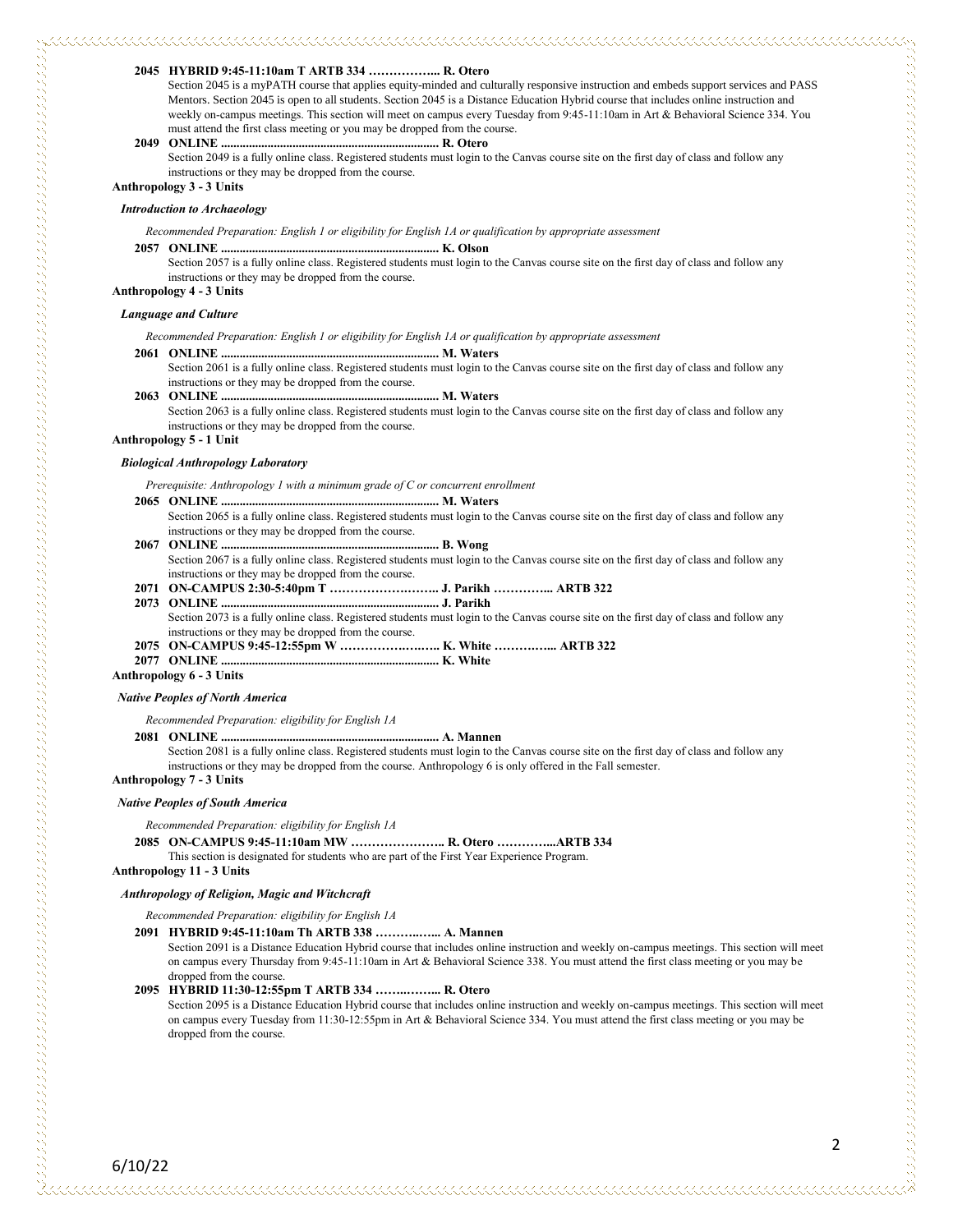**2045 HYBRID 9:45-11:10am T ARTB 334 ……………... R. Otero**

Section 2045 is a myPATH course that applies equity-minded and culturally responsive instruction and embeds support services and PASS Mentors. Section 2045 is open to all students. Section 2045 is a Distance Education Hybrid course that includes online instruction and weekly on-campus meetings. This section will meet on campus every Tuesday from 9:45-11:10am in Art & Behavioral Science 334. You must attend the first class meeting or you may be dropped from the course.

**2049 ONLINE ..................................................................... R. Otero**

Section 2049 is a fully online class. Registered students must login to the Canvas course site on the first day of class and follow any instructions or they may be dropped from the course.

## Anthropology 3 - 3 Units

***Introduction to Archaeology***

*Recommended Preparation: English 1 or eligibility for English 1A or qualification by appropriate assessment*

**2057 ONLINE ..................................................................... K. Olson**

Section 2057 is a fully online class. Registered students must login to the Canvas course site on the first day of class and follow any instructions or they may be dropped from the course.

## Anthropology 4 - 3 Units

***Language and Culture***

*Recommended Preparation: English 1 or eligibility for English 1A or qualification by appropriate assessment*

**2061 ONLINE ..................................................................... M. Waters**

Section 2061 is a fully online class. Registered students must login to the Canvas course site on the first day of class and follow any instructions or they may be dropped from the course.

**2063 ONLINE ..................................................................... M. Waters**

Section 2063 is a fully online class. Registered students must login to the Canvas course site on the first day of class and follow any instructions or they may be dropped from the course.

## Anthropology 5 - 1 Unit

***Biological Anthropology Laboratory***

*Prerequisite: Anthropology 1 with a minimum grade of C or concurrent enrollment*

**2065 ONLINE ..................................................................... M. Waters**

Section 2065 is a fully online class. Registered students must login to the Canvas course site on the first day of class and follow any instructions or they may be dropped from the course.

**2067 ONLINE ..................................................................... B. Wong**

Section 2067 is a fully online class. Registered students must login to the Canvas course site on the first day of class and follow any instructions or they may be dropped from the course.

**2071 ON-CAMPUS 2:30-5:40pm T …………………….. J. Parikh …………... ARTB 322**

**2073 ONLINE ..................................................................... J. Parikh**

Section 2073 is a fully online class. Registered students must login to the Canvas course site on the first day of class and follow any instructions or they may be dropped from the course.

**2075 ON-CAMPUS 9:45-12:55pm W …………………….. K. White …………... ARTB 322**

**2077 ONLINE ..................................................................... K. White**

## Anthropology 6 - 3 Units

***Native Peoples of North America***

*Recommended Preparation: eligibility for English 1A*

**2081 ONLINE ..................................................................... A. Mannen**

Section 2081 is a fully online class. Registered students must login to the Canvas course site on the first day of class and follow any instructions or they may be dropped from the course. Anthropology 6 is only offered in the Fall semester.

## Anthropology 7 - 3 Units

***Native Peoples of South America***

*Recommended Preparation: eligibility for English 1A*

**2085 ON-CAMPUS 9:45-11:10am MW ………………….. R. Otero …………...ARTB 334**

This section is designated for students who are part of the First Year Experience Program.

## Anthropology 11 - 3 Units

***Anthropology of Religion, Magic and Witchcraft***

*Recommended Preparation: eligibility for English 1A*

**2091 HYBRID 9:45-11:10am Th ARTB 338 ………..…... A. Mannen**

Section 2091 is a Distance Education Hybrid course that includes online instruction and weekly on-campus meetings. This section will meet on campus every Thursday from 9:45-11:10am in Art & Behavioral Science 338. You must attend the first class meeting or you may be dropped from the course.

**2095 HYBRID 11:30-12:55pm T ARTB 334 ……..……... R. Otero**

Section 2095 is a Distance Education Hybrid course that includes online instruction and weekly on-campus meetings. This section will meet on campus every Tuesday from 11:30-12:55pm in Art & Behavioral Science 334. You must attend the first class meeting or you may be dropped from the course.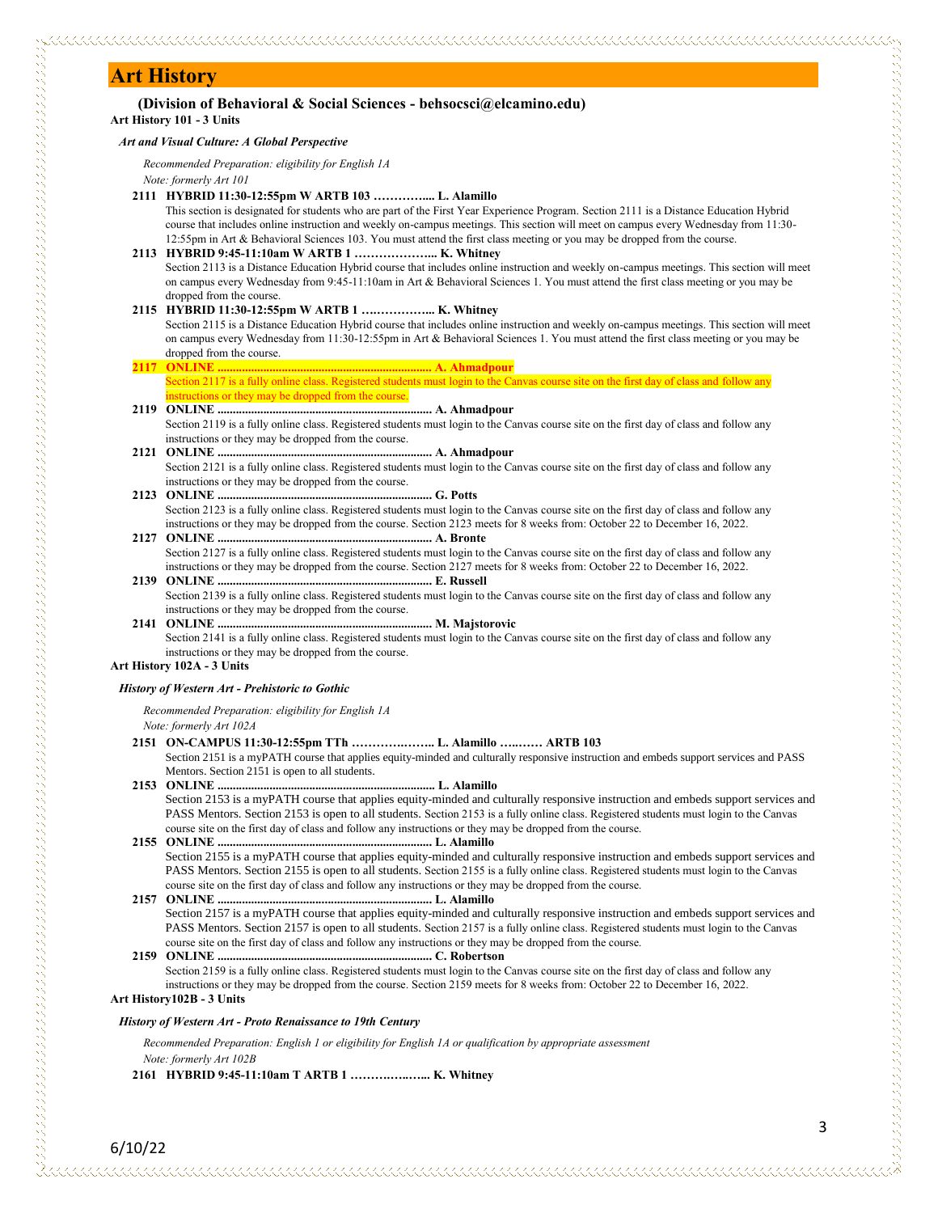# Art History

**(Division of Behavioral & Social Sciences - behsocsci@elcamino.edu)**

**Art History 101 - 3 Units**

***Art and Visual Culture: A Global Perspective***

*Recommended Preparation: eligibility for English 1A*
*Note: formerly Art 101*

**2111 HYBRID 11:30-12:55pm W ARTB 103 …………... L. Alamillo**
This section is designated for students who are part of the First Year Experience Program. Section 2111 is a Distance Education Hybrid course that includes online instruction and weekly on-campus meetings. This section will meet on campus every Wednesday from 11:30-12:55pm in Art & Behavioral Sciences 103. You must attend the first class meeting or you may be dropped from the course.

**2113 HYBRID 9:45-11:10am W ARTB 1 ………………... K. Whitney**
Section 2113 is a Distance Education Hybrid course that includes online instruction and weekly on-campus meetings. This section will meet on campus every Wednesday from 9:45-11:10am in Art & Behavioral Sciences 1. You must attend the first class meeting or you may be dropped from the course.

**2115 HYBRID 11:30-12:55pm W ARTB 1 ……………... K. Whitney**
Section 2115 is a Distance Education Hybrid course that includes online instruction and weekly on-campus meetings. This section will meet on campus every Wednesday from 11:30-12:55pm in Art & Behavioral Sciences 1. You must attend the first class meeting or you may be dropped from the course.

**2117 ONLINE ...................................................................... A. Ahmadpour**
Section 2117 is a fully online class. Registered students must login to the Canvas course site on the first day of class and follow any instructions or they may be dropped from the course.

**2119 ONLINE ...................................................................... A. Ahmadpour**
Section 2119 is a fully online class. Registered students must login to the Canvas course site on the first day of class and follow any instructions or they may be dropped from the course.

**2121 ONLINE ...................................................................... A. Ahmadpour**
Section 2121 is a fully online class. Registered students must login to the Canvas course site on the first day of class and follow any instructions or they may be dropped from the course.

**2123 ONLINE ...................................................................... G. Potts**
Section 2123 is a fully online class. Registered students must login to the Canvas course site on the first day of class and follow any instructions or they may be dropped from the course. Section 2123 meets for 8 weeks from: October 22 to December 16, 2022.

**2127 ONLINE ...................................................................... A. Bronte**
Section 2127 is a fully online class. Registered students must login to the Canvas course site on the first day of class and follow any instructions or they may be dropped from the course. Section 2127 meets for 8 weeks from: October 22 to December 16, 2022.

**2139 ONLINE ...................................................................... E. Russell**
Section 2139 is a fully online class. Registered students must login to the Canvas course site on the first day of class and follow any instructions or they may be dropped from the course.

**2141 ONLINE ...................................................................... M. Majstorovic**
Section 2141 is a fully online class. Registered students must login to the Canvas course site on the first day of class and follow any instructions or they may be dropped from the course.

**Art History 102A - 3 Units**

***History of Western Art - Prehistoric to Gothic***

*Recommended Preparation: eligibility for English 1A*
*Note: formerly Art 102A*

**2151 ON-CAMPUS 11:30-12:55pm TTh ………….…….. L. Alamillo ….…… ARTB 103**
Section 2151 is a myPATH course that applies equity-minded and culturally responsive instruction and embeds support services and PASS Mentors. Section 2151 is open to all students.

**2153 ONLINE ...................................................................... L. Alamillo**
Section 2153 is a myPATH course that applies equity-minded and culturally responsive instruction and embeds support services and PASS Mentors. Section 2153 is open to all students. Section 2153 is a fully online class. Registered students must login to the Canvas course site on the first day of class and follow any instructions or they may be dropped from the course.

**2155 ONLINE ...................................................................... L. Alamillo**
Section 2155 is a myPATH course that applies equity-minded and culturally responsive instruction and embeds support services and PASS Mentors. Section 2155 is open to all students. Section 2155 is a fully online class. Registered students must login to the Canvas course site on the first day of class and follow any instructions or they may be dropped from the course.

**2157 ONLINE ...................................................................... L. Alamillo**
Section 2157 is a myPATH course that applies equity-minded and culturally responsive instruction and embeds support services and PASS Mentors. Section 2157 is open to all students. Section 2157 is a fully online class. Registered students must login to the Canvas course site on the first day of class and follow any instructions or they may be dropped from the course.

**2159 ONLINE ...................................................................... C. Robertson**
Section 2159 is a fully online class. Registered students must login to the Canvas course site on the first day of class and follow any instructions or they may be dropped from the course. Section 2159 meets for 8 weeks from: October 22 to December 16, 2022.

**Art History102B - 3 Units**

***History of Western Art - Proto Renaissance to 19th Century***

*Recommended Preparation: English 1 or eligibility for English 1A or qualification by appropriate assessment*
*Note: formerly Art 102B*

**2161 HYBRID 9:45-11:10am T ARTB 1 ……………..….... K. Whitney**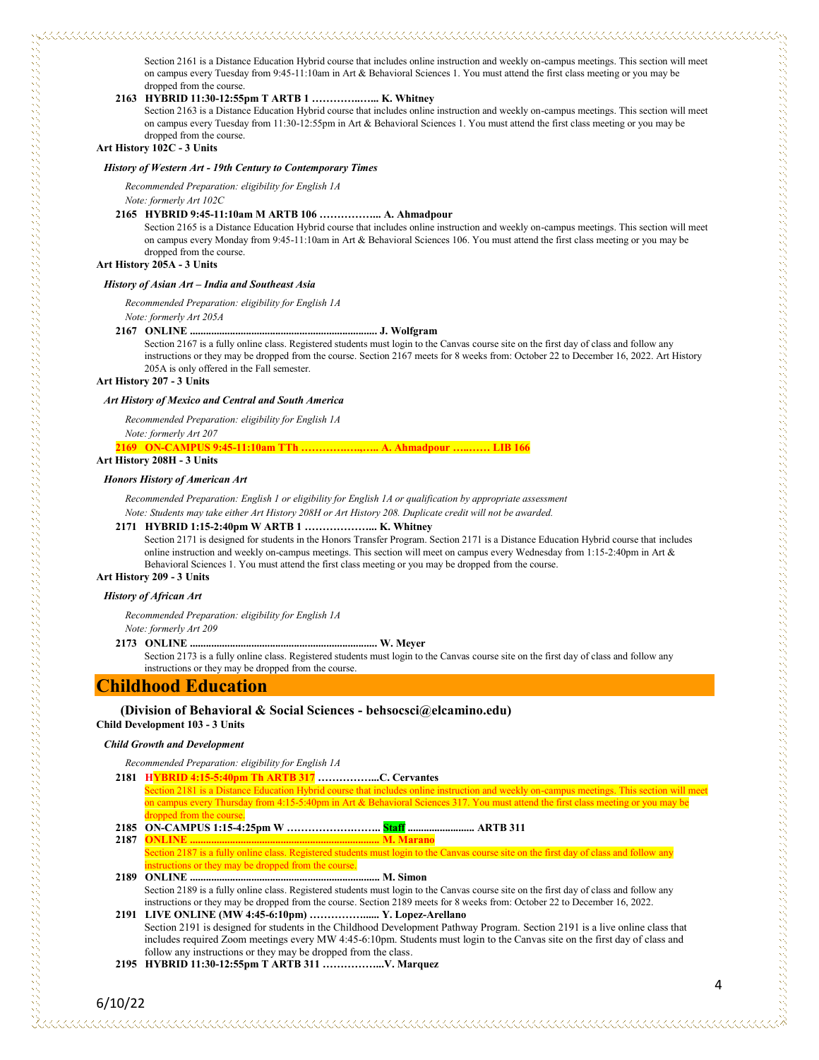Section 2161 is a Distance Education Hybrid course that includes online instruction and weekly on-campus meetings. This section will meet on campus every Tuesday from 9:45-11:10am in Art & Behavioral Sciences 1. You must attend the first class meeting or you may be dropped from the course.

**2163 HYBRID 11:30-12:55pm T ARTB 1 …………..….. K. Whitney**

Section 2163 is a Distance Education Hybrid course that includes online instruction and weekly on-campus meetings. This section will meet on campus every Tuesday from 11:30-12:55pm in Art & Behavioral Sciences 1. You must attend the first class meeting or you may be dropped from the course.

**Art History 102C - 3 Units**

***History of Western Art - 19th Century to Contemporary Times***

*Recommended Preparation: eligibility for English 1A*

*Note: formerly Art 102C*

**2165 HYBRID 9:45-11:10am M ARTB 106 ……………... A. Ahmadpour**

Section 2165 is a Distance Education Hybrid course that includes online instruction and weekly on-campus meetings. This section will meet on campus every Monday from 9:45-11:10am in Art & Behavioral Sciences 106. You must attend the first class meeting or you may be dropped from the course.

**Art History 205A - 3 Units**

***History of Asian Art – India and Southeast Asia***

*Recommended Preparation: eligibility for English 1A*

*Note: formerly Art 205A*

**2167 ONLINE ..................................................................... J. Wolfgram**

Section 2167 is a fully online class. Registered students must login to the Canvas course site on the first day of class and follow any instructions or they may be dropped from the course. Section 2167 meets for 8 weeks from: October 22 to December 16, 2022. Art History 205A is only offered in the Fall semester.

**Art History 207 - 3 Units**

***Art History of Mexico and Central and South America***

*Recommended Preparation: eligibility for English 1A*

*Note: formerly Art 207*

**2169 ON-CAMPUS 9:45-11:10am TTh ……………..….. A. Ahmadpour …..…… LIB 166**

**Art History 208H - 3 Units**

***Honors History of American Art***

*Recommended Preparation: English 1 or eligibility for English 1A or qualification by appropriate assessment*

*Note: Students may take either Art History 208H or Art History 208. Duplicate credit will not be awarded.*

**2171 HYBRID 1:15-2:40pm W ARTB 1 ………………... K. Whitney**

Section 2171 is designed for students in the Honors Transfer Program. Section 2171 is a Distance Education Hybrid course that includes online instruction and weekly on-campus meetings. This section will meet on campus every Wednesday from 1:15-2:40pm in Art & Behavioral Sciences 1. You must attend the first class meeting or you may be dropped from the course.

**Art History 209 - 3 Units**

***History of African Art***

*Recommended Preparation: eligibility for English 1A*

*Note: formerly Art 209*

**2173 ONLINE ..................................................................... W. Meyer**

Section 2173 is a fully online class. Registered students must login to the Canvas course site on the first day of class and follow any instructions or they may be dropped from the course.

# Childhood Education

**(Division of Behavioral & Social Sciences - behsocsci@elcamino.edu)**

**Child Development 103 - 3 Units**

***Child Growth and Development***

*Recommended Preparation: eligibility for English 1A*

**2181 HYBRID 4:15-5:40pm Th ARTB 317 ……………...C. Cervantes**

Section 2181 is a Distance Education Hybrid course that includes online instruction and weekly on-campus meetings. This section will meet on campus every Thursday from 4:15-5:40pm in Art & Behavioral Sciences 317. You must attend the first class meeting or you may be dropped from the course.

**2185 ON-CAMPUS 1:15-4:25pm W …………………….. Staff ......................... ARTB 311**

**2187 ONLINE ...................................................................... M. Marano**

Section 2187 is a fully online class. Registered students must login to the Canvas course site on the first day of class and follow any instructions or they may be dropped from the course.

**2189 ONLINE ...................................................................... M. Simon**

Section 2189 is a fully online class. Registered students must login to the Canvas course site on the first day of class and follow any instructions or they may be dropped from the course. Section 2189 meets for 8 weeks from: October 22 to December 16, 2022.

**2191 LIVE ONLINE (MW 4:45-6:10pm) ……………...... Y. Lopez-Arellano**

Section 2191 is designed for students in the Childhood Development Pathway Program. Section 2191 is a live online class that includes required Zoom meetings every MW 4:45-6:10pm. Students must login to the Canvas site on the first day of class and follow any instructions or they may be dropped from the class.

**2195 HYBRID 11:30-12:55pm T ARTB 311 ……………...V. Marquez**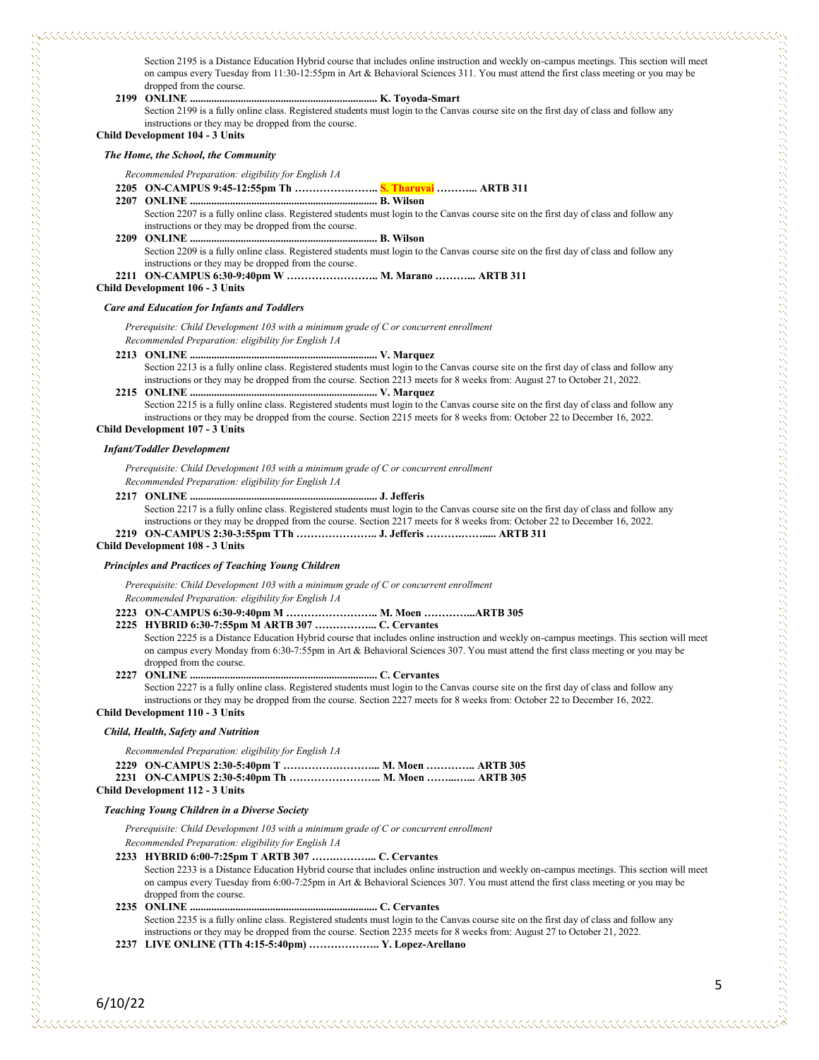Section 2195 is a Distance Education Hybrid course that includes online instruction and weekly on-campus meetings. This section will meet on campus every Tuesday from 11:30-12:55pm in Art & Behavioral Sciences 311. You must attend the first class meeting or you may be dropped from the course.

**2199 ONLINE ..................................................................... K. Toyoda-Smart**

Section 2199 is a fully online class. Registered students must login to the Canvas course site on the first day of class and follow any instructions or they may be dropped from the course.

**Child Development 104 - 3 Units**

***The Home, the School, the Community***

*Recommended Preparation: eligibility for English 1A*

**2205 ON-CAMPUS 9:45-12:55pm Th ……………….….. S. Tharuvai ……….. ARTB 311**

**2207 ONLINE ..................................................................... B. Wilson**

Section 2207 is a fully online class. Registered students must login to the Canvas course site on the first day of class and follow any instructions or they may be dropped from the course.

**2209 ONLINE ..................................................................... B. Wilson**

Section 2209 is a fully online class. Registered students must login to the Canvas course site on the first day of class and follow any instructions or they may be dropped from the course.

**2211 ON-CAMPUS 6:30-9:40pm W …………………….. M. Marano ……….. ARTB 311**

**Child Development 106 - 3 Units**

***Care and Education for Infants and Toddlers***

*Prerequisite: Child Development 103 with a minimum grade of C or concurrent enrollment*
*Recommended Preparation: eligibility for English 1A*

**2213 ONLINE ..................................................................... V. Marquez**

Section 2213 is a fully online class. Registered students must login to the Canvas course site on the first day of class and follow any instructions or they may be dropped from the course. Section 2213 meets for 8 weeks from: August 27 to October 21, 2022.

**2215 ONLINE ..................................................................... V. Marquez**

Section 2215 is a fully online class. Registered students must login to the Canvas course site on the first day of class and follow any instructions or they may be dropped from the course. Section 2215 meets for 8 weeks from: October 22 to December 16, 2022.

**Child Development 107 - 3 Units**

***Infant/Toddler Development***

*Prerequisite: Child Development 103 with a minimum grade of C or concurrent enrollment*
*Recommended Preparation: eligibility for English 1A*

**2217 ONLINE ..................................................................... J. Jefferis**

Section 2217 is a fully online class. Registered students must login to the Canvas course site on the first day of class and follow any instructions or they may be dropped from the course. Section 2217 meets for 8 weeks from: October 22 to December 16, 2022.

**2219 ON-CAMPUS 2:30-3:55pm TTh ………………….. J. Jefferis ……………..... ARTB 311**

**Child Development 108 - 3 Units**

***Principles and Practices of Teaching Young Children***

*Prerequisite: Child Development 103 with a minimum grade of C or concurrent enrollment*
*Recommended Preparation: eligibility for English 1A*

**2223 ON-CAMPUS 6:30-9:40pm M …………………….. M. Moen …………...ARTB 305**

**2225 HYBRID 6:30-7:55pm M ARTB 307 …………….. C. Cervantes**

Section 2225 is a Distance Education Hybrid course that includes online instruction and weekly on-campus meetings. This section will meet on campus every Monday from 6:30-7:55pm in Art & Behavioral Sciences 307. You must attend the first class meeting or you may be dropped from the course.

**2227 ONLINE ..................................................................... C. Cervantes**

Section 2227 is a fully online class. Registered students must login to the Canvas course site on the first day of class and follow any instructions or they may be dropped from the course. Section 2227 meets for 8 weeks from: October 22 to December 16, 2022.

**Child Development 110 - 3 Units**

***Child, Health, Safety and Nutrition***

*Recommended Preparation: eligibility for English 1A*

**2229 ON-CAMPUS 2:30-5:40pm T ……………….……... M. Moen …………. ARTB 305**

**2231 ON-CAMPUS 2:30-5:40pm Th …………………….. M. Moen ……..….. ARTB 305**

**Child Development 112 - 3 Units**

***Teaching Young Children in a Diverse Society***

*Prerequisite: Child Development 103 with a minimum grade of C or concurrent enrollment*
*Recommended Preparation: eligibility for English 1A*

**2233 HYBRID 6:00-7:25pm T ARTB 307 ……………... C. Cervantes**

Section 2233 is a Distance Education Hybrid course that includes online instruction and weekly on-campus meetings. This section will meet on campus every Tuesday from 6:00-7:25pm in Art & Behavioral Sciences 307. You must attend the first class meeting or you may be dropped from the course.

**2235 ONLINE ..................................................................... C. Cervantes**

Section 2235 is a fully online class. Registered students must login to the Canvas course site on the first day of class and follow any instructions or they may be dropped from the course. Section 2235 meets for 8 weeks from: August 27 to October 21, 2022.

**2237 LIVE ONLINE (TTh 4:15-5:40pm) ……………….. Y. Lopez-Arellano**

6/10/22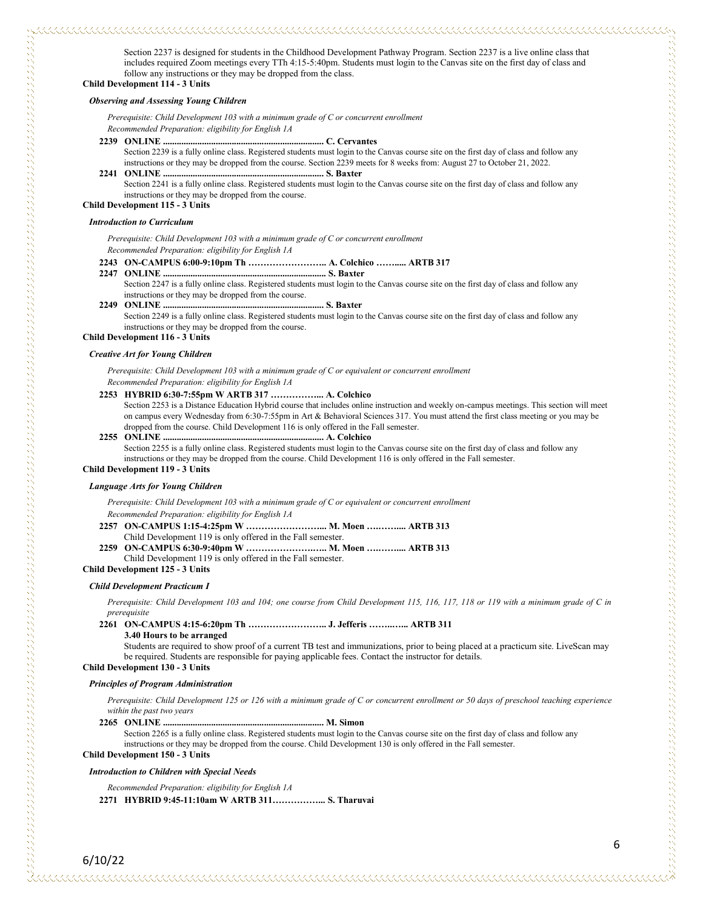Section 2237 is designed for students in the Childhood Development Pathway Program. Section 2237 is a live online class that includes required Zoom meetings every TTh 4:15-5:40pm. Students must login to the Canvas site on the first day of class and follow any instructions or they may be dropped from the class.

**Child Development 114 - 3 Units**

***Observing and Assessing Young Children***

*Prerequisite: Child Development 103 with a minimum grade of C or concurrent enrollment*
*Recommended Preparation: eligibility for English 1A*

**2239 ONLINE ...................................................................... C. Cervantes**
Section 2239 is a fully online class. Registered students must login to the Canvas course site on the first day of class and follow any instructions or they may be dropped from the course. Section 2239 meets for 8 weeks from: August 27 to October 21, 2022.

**2241 ONLINE ...................................................................... S. Baxter**
Section 2241 is a fully online class. Registered students must login to the Canvas course site on the first day of class and follow any instructions or they may be dropped from the course.

**Child Development 115 - 3 Units**

***Introduction to Curriculum***

*Prerequisite: Child Development 103 with a minimum grade of C or concurrent enrollment*
*Recommended Preparation: eligibility for English 1A*

**2243 ON-CAMPUS 6:00-9:10pm Th …………………….. A. Colchico ……..... ARTB 317**

**2247 ONLINE ...................................................................... S. Baxter**
Section 2247 is a fully online class. Registered students must login to the Canvas course site on the first day of class and follow any instructions or they may be dropped from the course.

**2249 ONLINE ...................................................................... S. Baxter**
Section 2249 is a fully online class. Registered students must login to the Canvas course site on the first day of class and follow any instructions or they may be dropped from the course.

**Child Development 116 - 3 Units**

***Creative Art for Young Children***

*Prerequisite: Child Development 103 with a minimum grade of C or equivalent or concurrent enrollment*
*Recommended Preparation: eligibility for English 1A*

**2253 HYBRID 6:30-7:55pm W ARTB 317 …………….. A. Colchico**
Section 2253 is a Distance Education Hybrid course that includes online instruction and weekly on-campus meetings. This section will meet on campus every Wednesday from 6:30-7:55pm in Art & Behavioral Sciences 317. You must attend the first class meeting or you may be dropped from the course. Child Development 116 is only offered in the Fall semester.

**2255 ONLINE ...................................................................... A. Colchico**
Section 2255 is a fully online class. Registered students must login to the Canvas course site on the first day of class and follow any instructions or they may be dropped from the course. Child Development 116 is only offered in the Fall semester.

**Child Development 119 - 3 Units**

***Language Arts for Young Children***

*Prerequisite: Child Development 103 with a minimum grade of C or equivalent or concurrent enrollment*
*Recommended Preparation: eligibility for English 1A*

**2257 ON-CAMPUS 1:15-4:25pm W …………………….. M. Moen ….…….... ARTB 313**
Child Development 119 is only offered in the Fall semester.

**2259 ON-CAMPUS 6:30-9:40pm W …………………….. M. Moen ….…….... ARTB 313**
Child Development 119 is only offered in the Fall semester.

**Child Development 125 - 3 Units**

***Child Development Practicum I***

*Prerequisite: Child Development 103 and 104; one course from Child Development 115, 116, 117, 118 or 119 with a minimum grade of C in prerequisite*

**2261 ON-CAMPUS 4:15-6:20pm Th …………………….. J. Jefferis ……..….. ARTB 311**
**3.40 Hours to be arranged**
Students are required to show proof of a current TB test and immunizations, prior to being placed at a practicum site. LiveScan may be required. Students are responsible for paying applicable fees. Contact the instructor for details.

**Child Development 130 - 3 Units**

***Principles of Program Administration***

*Prerequisite: Child Development 125 or 126 with a minimum grade of C or concurrent enrollment or 50 days of preschool teaching experience within the past two years*

**2265 ONLINE ...................................................................... M. Simon**
Section 2265 is a fully online class. Registered students must login to the Canvas course site on the first day of class and follow any instructions or they may be dropped from the course. Child Development 130 is only offered in the Fall semester.

**Child Development 150 - 3 Units**

***Introduction to Children with Special Needs***

*Recommended Preparation: eligibility for English 1A*

**2271 HYBRID 9:45-11:10am W ARTB 311…………….. S. Tharuvai**

6/10/22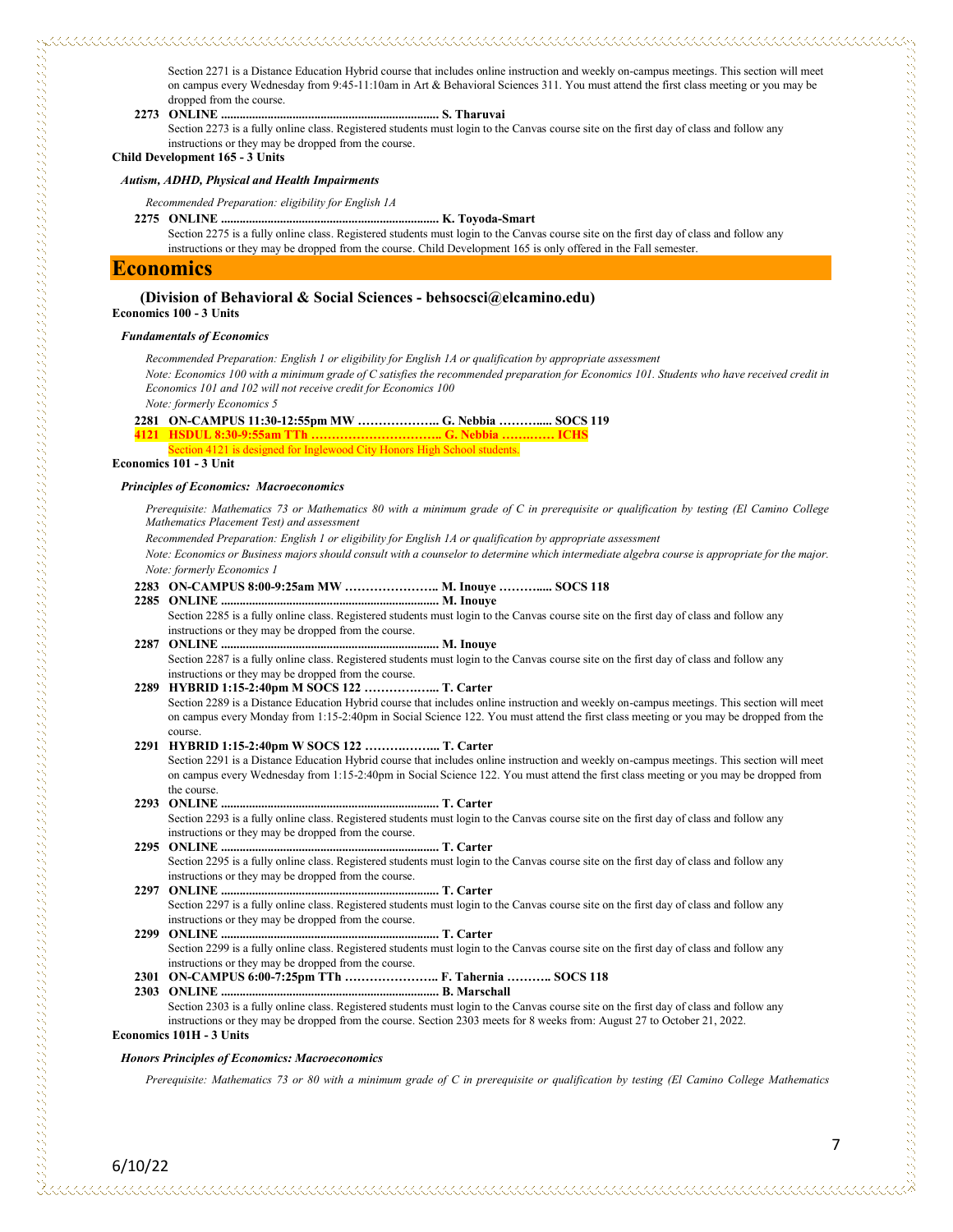Section 2271 is a Distance Education Hybrid course that includes online instruction and weekly on-campus meetings. This section will meet on campus every Wednesday from 9:45-11:10am in Art & Behavioral Sciences 311. You must attend the first class meeting or you may be dropped from the course.

**2273 ONLINE ..................................................................... S. Tharuvai**

Section 2273 is a fully online class. Registered students must login to the Canvas course site on the first day of class and follow any instructions or they may be dropped from the course.

**Child Development 165 - 3 Units**

***Autism, ADHD, Physical and Health Impairments***

*Recommended Preparation: eligibility for English 1A*

**2275 ONLINE ..................................................................... K. Toyoda-Smart**

Section 2275 is a fully online class. Registered students must login to the Canvas course site on the first day of class and follow any instructions or they may be dropped from the course. Child Development 165 is only offered in the Fall semester.

# Economics

### (Division of Behavioral & Social Sciences - behsocsci@elcamino.edu)

**Economics 100 - 3 Units**

***Fundamentals of Economics***

*Recommended Preparation: English 1 or eligibility for English 1A or qualification by appropriate assessment*

*Note: Economics 100 with a minimum grade of C satisfies the recommended preparation for Economics 101. Students who have received credit in Economics 101 and 102 will not receive credit for Economics 100*

*Note: formerly Economics 5*

**2281 ON-CAMPUS 11:30-12:55pm MW ……………….. G. Nebbia ……….... SOCS 119**

**4121 HSDUL 8:30-9:55am TTh ………………………….. G. Nebbia ………… ICHS**

Section 4121 is designed for Inglewood City Honors High School students.

**Economics 101 - 3 Unit**

***Principles of Economics: Macroeconomics***

*Prerequisite: Mathematics 73 or Mathematics 80 with a minimum grade of C in prerequisite or qualification by testing (El Camino College Mathematics Placement Test) and assessment*

*Recommended Preparation: English 1 or eligibility for English 1A or qualification by appropriate assessment*

*Note: Economics or Business majors should consult with a counselor to determine which intermediate algebra course is appropriate for the major.*

*Note: formerly Economics 1*

**2283 ON-CAMPUS 8:00-9:25am MW ………………….. M. Inouye ……….... SOCS 118**

**2285 ONLINE ..................................................................... M. Inouye**

Section 2285 is a fully online class. Registered students must login to the Canvas course site on the first day of class and follow any instructions or they may be dropped from the course.

**2287 ONLINE ..................................................................... M. Inouye**

Section 2287 is a fully online class. Registered students must login to the Canvas course site on the first day of class and follow any instructions or they may be dropped from the course.

**2289 HYBRID 1:15-2:40pm M SOCS 122 ……………... T. Carter**

Section 2289 is a Distance Education Hybrid course that includes online instruction and weekly on-campus meetings. This section will meet on campus every Monday from 1:15-2:40pm in Social Science 122. You must attend the first class meeting or you may be dropped from the course.

**2291 HYBRID 1:15-2:40pm W SOCS 122 ……………... T. Carter**

Section 2291 is a Distance Education Hybrid course that includes online instruction and weekly on-campus meetings. This section will meet on campus every Wednesday from 1:15-2:40pm in Social Science 122. You must attend the first class meeting or you may be dropped from the course.

**2293 ONLINE ..................................................................... T. Carter**

Section 2293 is a fully online class. Registered students must login to the Canvas course site on the first day of class and follow any instructions or they may be dropped from the course.

**2295 ONLINE ..................................................................... T. Carter**

Section 2295 is a fully online class. Registered students must login to the Canvas course site on the first day of class and follow any instructions or they may be dropped from the course.

**2297 ONLINE ..................................................................... T. Carter**

Section 2297 is a fully online class. Registered students must login to the Canvas course site on the first day of class and follow any instructions or they may be dropped from the course.

**2299 ONLINE ..................................................................... T. Carter**

Section 2299 is a fully online class. Registered students must login to the Canvas course site on the first day of class and follow any instructions or they may be dropped from the course.

**2301 ON-CAMPUS 6:00-7:25pm TTh ………………….. F. Tahernia ……….. SOCS 118**

**2303 ONLINE ..................................................................... B. Marschall**

Section 2303 is a fully online class. Registered students must login to the Canvas course site on the first day of class and follow any instructions or they may be dropped from the course. Section 2303 meets for 8 weeks from: August 27 to October 21, 2022.

**Economics 101H - 3 Units**

***Honors Principles of Economics: Macroeconomics***

*Prerequisite: Mathematics 73 or 80 with a minimum grade of C in prerequisite or qualification by testing (El Camino College Mathematics*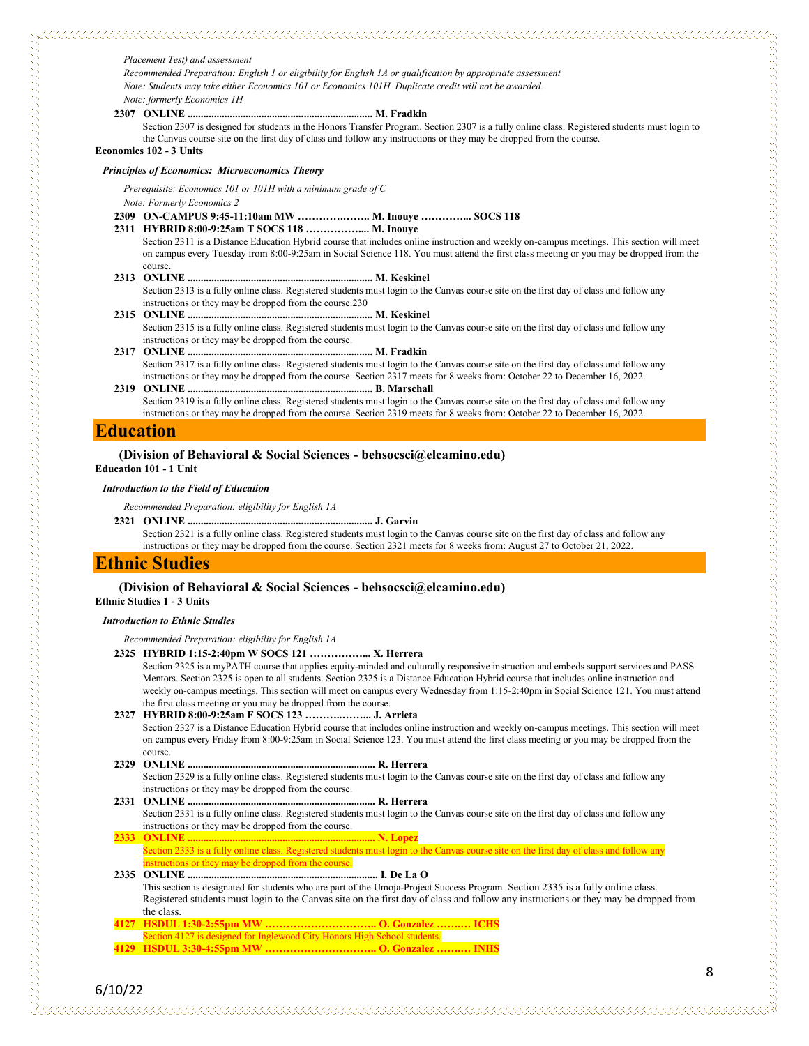*Placement Test) and assessment*

*Recommended Preparation: English 1 or eligibility for English 1A or qualification by appropriate assessment*

*Note: Students may take either Economics 101 or Economics 101H. Duplicate credit will not be awarded.*

*Note: formerly Economics 1H*

**2307 ONLINE .................................................................... M. Fradkin**

Section 2307 is designed for students in the Honors Transfer Program. Section 2307 is a fully online class. Registered students must login to the Canvas course site on the first day of class and follow any instructions or they may be dropped from the course.

**Economics 102 - 3 Units**

***Principles of Economics: Microeconomics Theory***

*Prerequisite: Economics 101 or 101H with a minimum grade of C*

*Note: Formerly Economics 2*

**2309 ON-CAMPUS 9:45-11:10am MW ……………..…….. M. Inouye …………... SOCS 118**

**2311 HYBRID 8:00-9:25am T SOCS 118 ……………..... M. Inouye**

Section 2311 is a Distance Education Hybrid course that includes online instruction and weekly on-campus meetings. This section will meet on campus every Tuesday from 8:00-9:25am in Social Science 118. You must attend the first class meeting or you may be dropped from the course.

**2313 ONLINE .................................................................... M. Keskinel**

Section 2313 is a fully online class. Registered students must login to the Canvas course site on the first day of class and follow any instructions or they may be dropped from the course.230

**2315 ONLINE .................................................................... M. Keskinel**

Section 2315 is a fully online class. Registered students must login to the Canvas course site on the first day of class and follow any instructions or they may be dropped from the course.

**2317 ONLINE .................................................................... M. Fradkin**

Section 2317 is a fully online class. Registered students must login to the Canvas course site on the first day of class and follow any instructions or they may be dropped from the course. Section 2317 meets for 8 weeks from: October 22 to December 16, 2022.

**2319 ONLINE .................................................................... B. Marschall**

Section 2319 is a fully online class. Registered students must login to the Canvas course site on the first day of class and follow any instructions or they may be dropped from the course. Section 2319 meets for 8 weeks from: October 22 to December 16, 2022.

# Education

### (Division of Behavioral & Social Sciences - behsocsci@elcamino.edu)

**Education 101 - 1 Unit**

***Introduction to the Field of Education***

*Recommended Preparation: eligibility for English 1A*

**2321 ONLINE .................................................................... J. Garvin**

Section 2321 is a fully online class. Registered students must login to the Canvas course site on the first day of class and follow any instructions or they may be dropped from the course. Section 2321 meets for 8 weeks from: August 27 to October 21, 2022.

# Ethnic Studies

### (Division of Behavioral & Social Sciences - behsocsci@elcamino.edu)

**Ethnic Studies 1 - 3 Units**

***Introduction to Ethnic Studies***

*Recommended Preparation: eligibility for English 1A*

**2325 HYBRID 1:15-2:40pm W SOCS 121 ……………... X. Herrera**

Section 2325 is a myPATH course that applies equity-minded and culturally responsive instruction and embeds support services and PASS Mentors. Section 2325 is open to all students. Section 2325 is a Distance Education Hybrid course that includes online instruction and weekly on-campus meetings. This section will meet on campus every Wednesday from 1:15-2:40pm in Social Science 121. You must attend the first class meeting or you may be dropped from the course.

**2327 HYBRID 8:00-9:25am F SOCS 123 ………..…….. J. Arrieta**

Section 2327 is a Distance Education Hybrid course that includes online instruction and weekly on-campus meetings. This section will meet on campus every Friday from 8:00-9:25am in Social Science 123. You must attend the first class meeting or you may be dropped from the course.

**2329 ONLINE ..................................................................... R. Herrera**

Section 2329 is a fully online class. Registered students must login to the Canvas course site on the first day of class and follow any instructions or they may be dropped from the course.

**2331 ONLINE ..................................................................... R. Herrera**

Section 2331 is a fully online class. Registered students must login to the Canvas course site on the first day of class and follow any instructions or they may be dropped from the course.

**2333 ONLINE ..................................................................... N. Lopez**

Section 2333 is a fully online class. Registered students must login to the Canvas course site on the first day of class and follow any instructions or they may be dropped from the course.

**2335 ONLINE ...................................................................... I. De La O**

This section is designated for students who are part of the Umoja-Project Success Program. Section 2335 is a fully online class. Registered students must login to the Canvas site on the first day of class and follow any instructions or they may be dropped from the class.

**4127 HSDUL 1:30-2:55pm MW ………………………….. O. Gonzalez ….…. ICHS**

Section 4127 is designed for Inglewood City Honors High School students.

**4129 HSDUL 3:30-4:55pm MW ………………………….. O. Gonzalez ….…. INHS**

6/10/22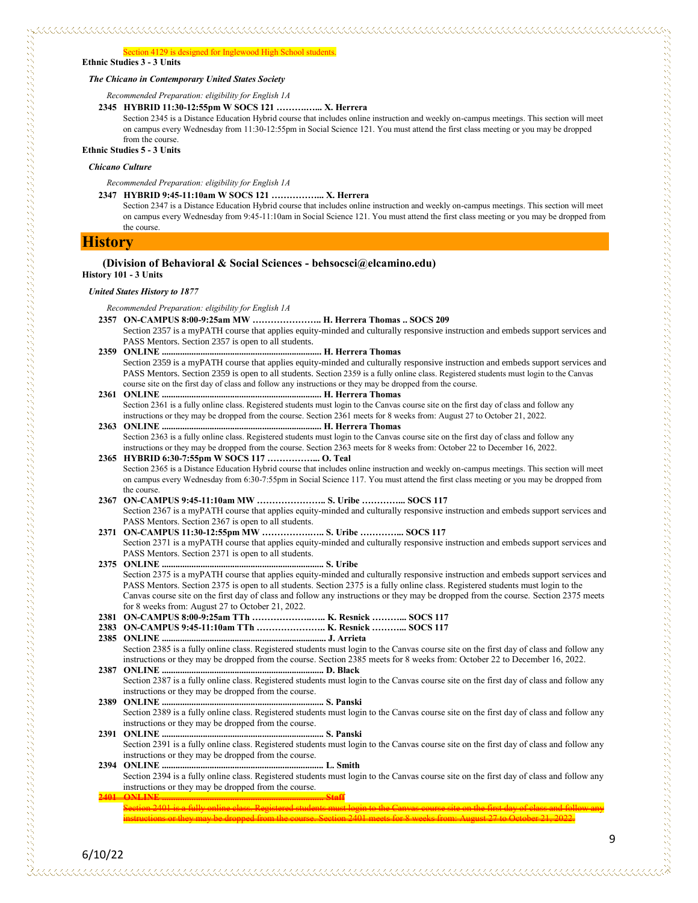Section 4129 is designed for Inglewood High School students.

**Ethnic Studies 3 - 3 Units**

***The Chicano in Contemporary United States Society***

*Recommended Preparation: eligibility for English 1A*

**2345 HYBRID 11:30-12:55pm W SOCS 121 …………... X. Herrera**
Section 2345 is a Distance Education Hybrid course that includes online instruction and weekly on-campus meetings. This section will meet on campus every Wednesday from 11:30-12:55pm in Social Science 121. You must attend the first class meeting or you may be dropped from the course.

**Ethnic Studies 5 - 3 Units**

***Chicano Culture***

*Recommended Preparation: eligibility for English 1A*

**2347 HYBRID 9:45-11:10am W SOCS 121 ……………... X. Herrera**
Section 2347 is a Distance Education Hybrid course that includes online instruction and weekly on-campus meetings. This section will meet on campus every Wednesday from 9:45-11:10am in Social Science 121. You must attend the first class meeting or you may be dropped from the course.

# History

### (Division of Behavioral & Social Sciences - behsocsci@elcamino.edu)

**History 101 - 3 Units**

***United States History to 1877***

*Recommended Preparation: eligibility for English 1A*

**2357 ON-CAMPUS 8:00-9:25am MW ………………….. H. Herrera Thomas .. SOCS 209**
Section 2357 is a myPATH course that applies equity-minded and culturally responsive instruction and embeds support services and PASS Mentors. Section 2357 is open to all students.

**2359 ONLINE ..................................................................... H. Herrera Thomas**
Section 2359 is a myPATH course that applies equity-minded and culturally responsive instruction and embeds support services and PASS Mentors. Section 2359 is open to all students. Section 2359 is a fully online class. Registered students must login to the Canvas course site on the first day of class and follow any instructions or they may be dropped from the course.

**2361 ONLINE ..................................................................... H. Herrera Thomas**
Section 2361 is a fully online class. Registered students must login to the Canvas course site on the first day of class and follow any instructions or they may be dropped from the course. Section 2361 meets for 8 weeks from: August 27 to October 21, 2022.

**2363 ONLINE ..................................................................... H. Herrera Thomas**
Section 2363 is a fully online class. Registered students must login to the Canvas course site on the first day of class and follow any instructions or they may be dropped from the course. Section 2363 meets for 8 weeks from: October 22 to December 16, 2022.

**2365 HYBRID 6:30-7:55pm W SOCS 117 ……………... O. Teal**
Section 2365 is a Distance Education Hybrid course that includes online instruction and weekly on-campus meetings. This section will meet on campus every Wednesday from 6:30-7:55pm in Social Science 117. You must attend the first class meeting or you may be dropped from the course.

**2367 ON-CAMPUS 9:45-11:10am MW ………………….. S. Uribe …………... SOCS 117**
Section 2367 is a myPATH course that applies equity-minded and culturally responsive instruction and embeds support services and PASS Mentors. Section 2367 is open to all students.

**2371 ON-CAMPUS 11:30-12:55pm MW ………………... S. Uribe …………... SOCS 117**
Section 2371 is a myPATH course that applies equity-minded and culturally responsive instruction and embeds support services and PASS Mentors. Section 2371 is open to all students.

**2375 ONLINE ..................................................................... S. Uribe**
Section 2375 is a myPATH course that applies equity-minded and culturally responsive instruction and embeds support services and PASS Mentors. Section 2375 is open to all students. Section 2375 is a fully online class. Registered students must login to the Canvas course site on the first day of class and follow any instructions or they may be dropped from the course. Section 2375 meets for 8 weeks from: August 27 to October 21, 2022.

**2381 ON-CAMPUS 8:00-9:25am TTh ………………..... K. Resnick ………... SOCS 117**

**2383 ON-CAMPUS 9:45-11:10am TTh ………………….. K. Resnick ………... SOCS 117**

**2385 ONLINE ..................................................................... J. Arrieta**
Section 2385 is a fully online class. Registered students must login to the Canvas course site on the first day of class and follow any instructions or they may be dropped from the course. Section 2385 meets for 8 weeks from: October 22 to December 16, 2022.

**2387 ONLINE ..................................................................... D. Black**
Section 2387 is a fully online class. Registered students must login to the Canvas course site on the first day of class and follow any instructions or they may be dropped from the course.

**2389 ONLINE ..................................................................... S. Panski**
Section 2389 is a fully online class. Registered students must login to the Canvas course site on the first day of class and follow any instructions or they may be dropped from the course.

**2391 ONLINE ..................................................................... S. Panski**
Section 2391 is a fully online class. Registered students must login to the Canvas course site on the first day of class and follow any instructions or they may be dropped from the course.

**2394 ONLINE ..................................................................... L. Smith**
Section 2394 is a fully online class. Registered students must login to the Canvas course site on the first day of class and follow any instructions or they may be dropped from the course.

~~**2401 ONLINE ..................................................................... Staff**~~
~~Section 2401 is a fully online class. Registered students must login to the Canvas course site on the first day of class and follow any instructions or they may be dropped from the course. Section 2401 meets for 8 weeks from: August 27 to October 21, 2022.~~

6/10/22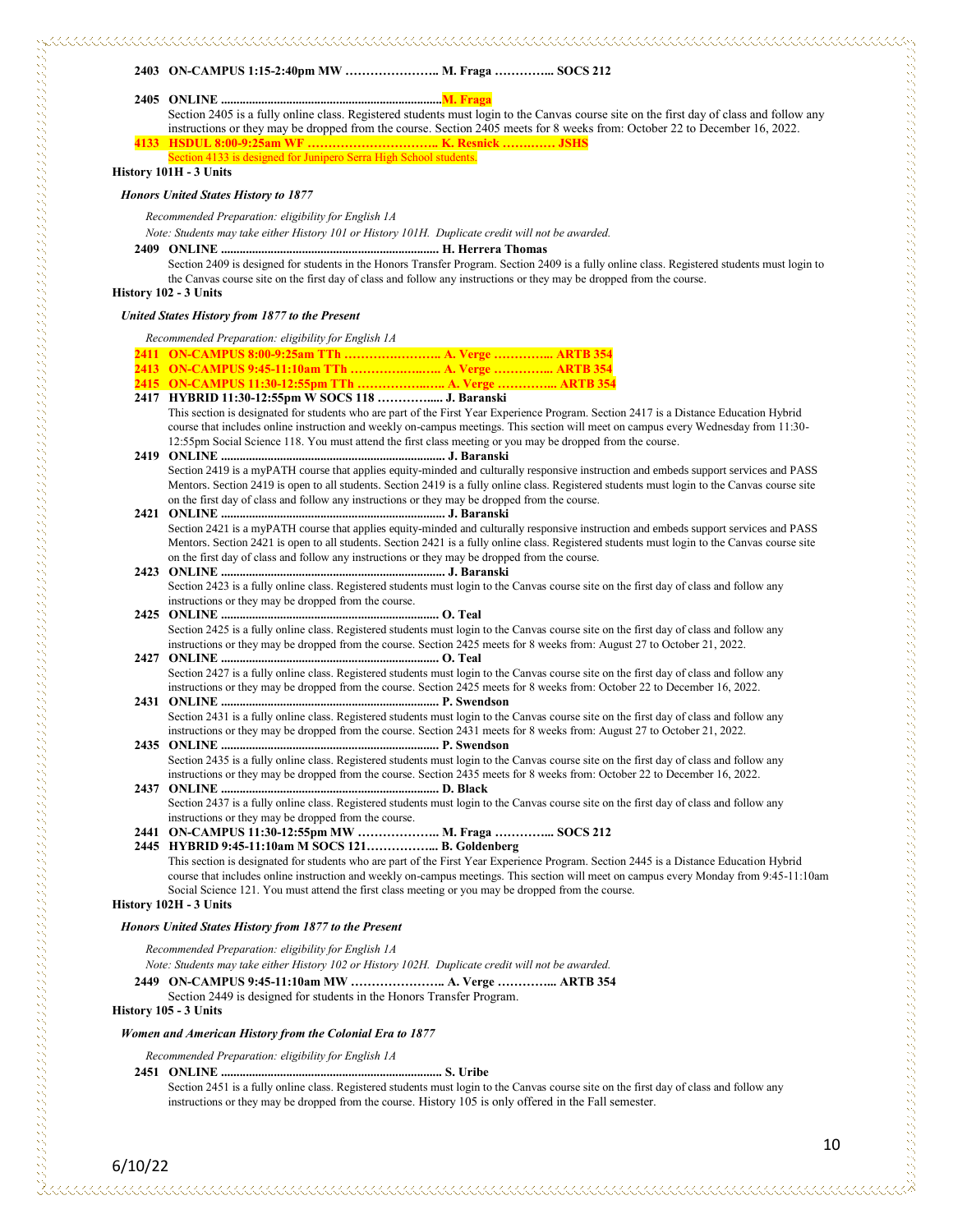**2403 ON-CAMPUS 1:15-2:40pm MW ………………….. M. Fraga …………... SOCS 212**

**2405 ONLINE ....................................................................... M. Fraga**
Section 2405 is a fully online class. Registered students must login to the Canvas course site on the first day of class and follow any instructions or they may be dropped from the course. Section 2405 meets for 8 weeks from: October 22 to December 16, 2022.

**4133 HSDUL 8:00-9:25am WF ………………………….. K. Resnick ……..…. JSHS**
Section 4133 is designed for Junipero Serra High School students.

**History 101H - 3 Units**

***Honors United States History to 1877***

*Recommended Preparation: eligibility for English 1A*

*Note: Students may take either History 101 or History 101H. Duplicate credit will not be awarded.*

**2409 ONLINE ..................................................................... H. Herrera Thomas**
Section 2409 is designed for students in the Honors Transfer Program. Section 2409 is a fully online class. Registered students must login to the Canvas course site on the first day of class and follow any instructions or they may be dropped from the course.

**History 102 - 3 Units**

***United States History from 1877 to the Present***

*Recommended Preparation: eligibility for English 1A*

**2411 ON-CAMPUS 8:00-9:25am TTh ……………………. A. Verge …………... ARTB 354**
**2413 ON-CAMPUS 9:45-11:10am TTh ………………….. A. Verge …………... ARTB 354**
**2415 ON-CAMPUS 11:30-12:55pm TTh …………………. A. Verge …………... ARTB 354**
**2417 HYBRID 11:30-12:55pm W SOCS 118 …………..... J. Baranski**
This section is designated for students who are part of the First Year Experience Program. Section 2417 is a Distance Education Hybrid course that includes online instruction and weekly on-campus meetings. This section will meet on campus every Wednesday from 11:30-12:55pm Social Science 118. You must attend the first class meeting or you may be dropped from the course.

**2419 ONLINE ....................................................................... J. Baranski**
Section 2419 is a myPATH course that applies equity-minded and culturally responsive instruction and embeds support services and PASS Mentors. Section 2419 is open to all students. Section 2419 is a fully online class. Registered students must login to the Canvas course site on the first day of class and follow any instructions or they may be dropped from the course.

**2421 ONLINE ....................................................................... J. Baranski**
Section 2421 is a myPATH course that applies equity-minded and culturally responsive instruction and embeds support services and PASS Mentors. Section 2421 is open to all students. Section 2421 is a fully online class. Registered students must login to the Canvas course site on the first day of class and follow any instructions or they may be dropped from the course.

**2423 ONLINE ....................................................................... J. Baranski**
Section 2423 is a fully online class. Registered students must login to the Canvas course site on the first day of class and follow any instructions or they may be dropped from the course.

**2425 ONLINE ..................................................................... O. Teal**
Section 2425 is a fully online class. Registered students must login to the Canvas course site on the first day of class and follow any instructions or they may be dropped from the course. Section 2425 meets for 8 weeks from: August 27 to October 21, 2022.

**2427 ONLINE ..................................................................... O. Teal**
Section 2427 is a fully online class. Registered students must login to the Canvas course site on the first day of class and follow any instructions or they may be dropped from the course. Section 2425 meets for 8 weeks from: October 22 to December 16, 2022.

**2431 ONLINE ..................................................................... P. Swendson**
Section 2431 is a fully online class. Registered students must login to the Canvas course site on the first day of class and follow any instructions or they may be dropped from the course. Section 2431 meets for 8 weeks from: August 27 to October 21, 2022.

**2435 ONLINE ..................................................................... P. Swendson**
Section 2435 is a fully online class. Registered students must login to the Canvas course site on the first day of class and follow any instructions or they may be dropped from the course. Section 2435 meets for 8 weeks from: October 22 to December 16, 2022.

**2437 ONLINE ..................................................................... D. Black**
Section 2437 is a fully online class. Registered students must login to the Canvas course site on the first day of class and follow any instructions or they may be dropped from the course.

**2441 ON-CAMPUS 11:30-12:55pm MW ………………... M. Fraga …………... SOCS 212**
**2445 HYBRID 9:45-11:10am M SOCS 121……………... B. Goldenberg**
This section is designated for students who are part of the First Year Experience Program. Section 2445 is a Distance Education Hybrid course that includes online instruction and weekly on-campus meetings. This section will meet on campus every Monday from 9:45-11:10am Social Science 121. You must attend the first class meeting or you may be dropped from the course.

**History 102H - 3 Units**

***Honors United States History from 1877 to the Present***

*Recommended Preparation: eligibility for English 1A*

*Note: Students may take either History 102 or History 102H. Duplicate credit will not be awarded.*

**2449 ON-CAMPUS 9:45-11:10am MW ………………….. A. Verge …………... ARTB 354**
Section 2449 is designed for students in the Honors Transfer Program.

**History 105 - 3 Units**

***Women and American History from the Colonial Era to 1877***

*Recommended Preparation: eligibility for English 1A*

**2451 ONLINE ..................................................................... S. Uribe**
Section 2451 is a fully online class. Registered students must login to the Canvas course site on the first day of class and follow any instructions or they may be dropped from the course. History 105 is only offered in the Fall semester.

6/10/22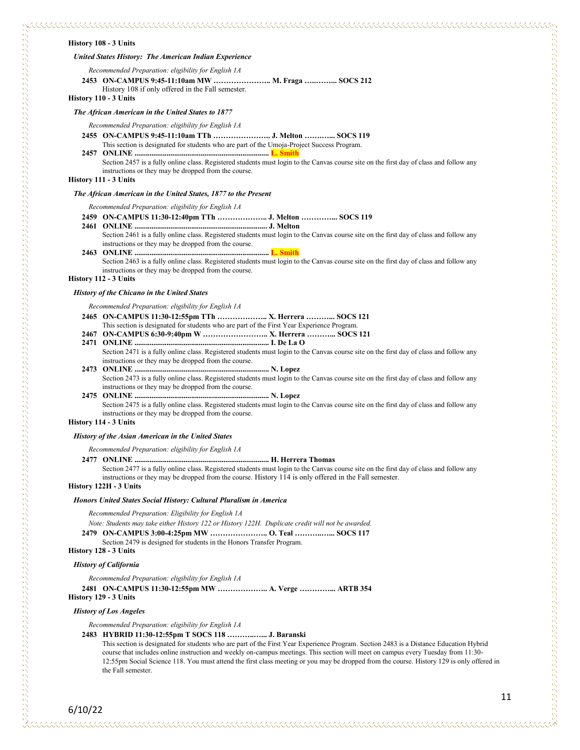**History 108 - 3 Units**

***United States History: The American Indian Experience***

*Recommended Preparation: eligibility for English 1A*

**2453 ON-CAMPUS 9:45-11:10am MW ………………….. M. Fraga …..…….. SOCS 212**
History 108 if only offered in the Fall semester.

**History 110 - 3 Units**

***The African American in the United States to 1877***

*Recommended Preparation: eligibility for English 1A*

**2455 ON-CAMPUS 9:45-11:10am TTh ………………….. J. Melton ………... SOCS 119**
This section is designated for students who are part of the Umoja-Project Success Program.

**2457 ONLINE ...................................................................... L. Smith**
Section 2457 is a fully online class. Registered students must login to the Canvas course site on the first day of class and follow any instructions or they may be dropped from the course.

**History 111 - 3 Units**

***The African American in the United States, 1877 to the Present***

*Recommended Preparation: eligibility for English 1A*

**2459 ON-CAMPUS 11:30-12:40pm TTh ……………….. J. Melton …………... SOCS 119**

**2461 ONLINE ...................................................................... J. Melton**
Section 2461 is a fully online class. Registered students must login to the Canvas course site on the first day of class and follow any instructions or they may be dropped from the course.

**2463 ONLINE ...................................................................... L. Smith**
Section 2463 is a fully online class. Registered students must login to the Canvas course site on the first day of class and follow any instructions or they may be dropped from the course.

**History 112 - 3 Units**

***History of the Chicano in the United States***

*Recommended Preparation: eligibility for English 1A*

**2465 ON-CAMPUS 11:30-12:55pm TTh ……………….. X. Herrera ………... SOCS 121**
This section is designated for students who are part of the First Year Experience Program.

**2467 ON-CAMPUS 6:30-9:40pm W …………………….. X. Herrera ………... SOCS 121**

**2471 ONLINE ...................................................................... I. De La O**
Section 2471 is a fully online class. Registered students must login to the Canvas course site on the first day of class and follow any instructions or they may be dropped from the course.

**2473 ONLINE ...................................................................... N. Lopez**
Section 2473 is a fully online class. Registered students must login to the Canvas course site on the first day of class and follow any instructions or they may be dropped from the course.

**2475 ONLINE ...................................................................... N. Lopez**
Section 2475 is a fully online class. Registered students must login to the Canvas course site on the first day of class and follow any instructions or they may be dropped from the course.

**History 114 - 3 Units**

***History of the Asian American in the United States***

*Recommended Preparation: eligibility for English 1A*

**2477 ONLINE ...................................................................... H. Herrera Thomas**
Section 2477 is a fully online class. Registered students must login to the Canvas course site on the first day of class and follow any instructions or they may be dropped from the course. History 114 is only offered in the Fall semester.

**History 122H - 3 Units**

***Honors United States Social History: Cultural Pluralism in America***

*Recommended Preparation: Eligibility for English 1A*

*Note: Students may take either History 122 or History 122H. Duplicate credit will not be awarded.*

**2479 ON-CAMPUS 3:00-4:25pm MW ………………….. O. Teal ………..….. SOCS 117**
Section 2479 is designed for students in the Honors Transfer Program.

**History 128 - 3 Units**

***History of California***

*Recommended Preparation: eligibility for English 1A*

**2481 ON-CAMPUS 11:30-12:55pm MW ……………….. A. Verge …………... ARTB 354**

**History 129 - 3 Units**

***History of Los Angeles***

*Recommended Preparation: eligibility for English 1A*

**2483 HYBRID 11:30-12:55pm T SOCS 118 ………..….. J. Baranski**
This section is designated for students who are part of the First Year Experience Program. Section 2483 is a Distance Education Hybrid course that includes online instruction and weekly on-campus meetings. This section will meet on campus every Tuesday from 11:30-12:55pm Social Science 118. You must attend the first class meeting or you may be dropped from the course. History 129 is only offered in the Fall semester.

6/10/22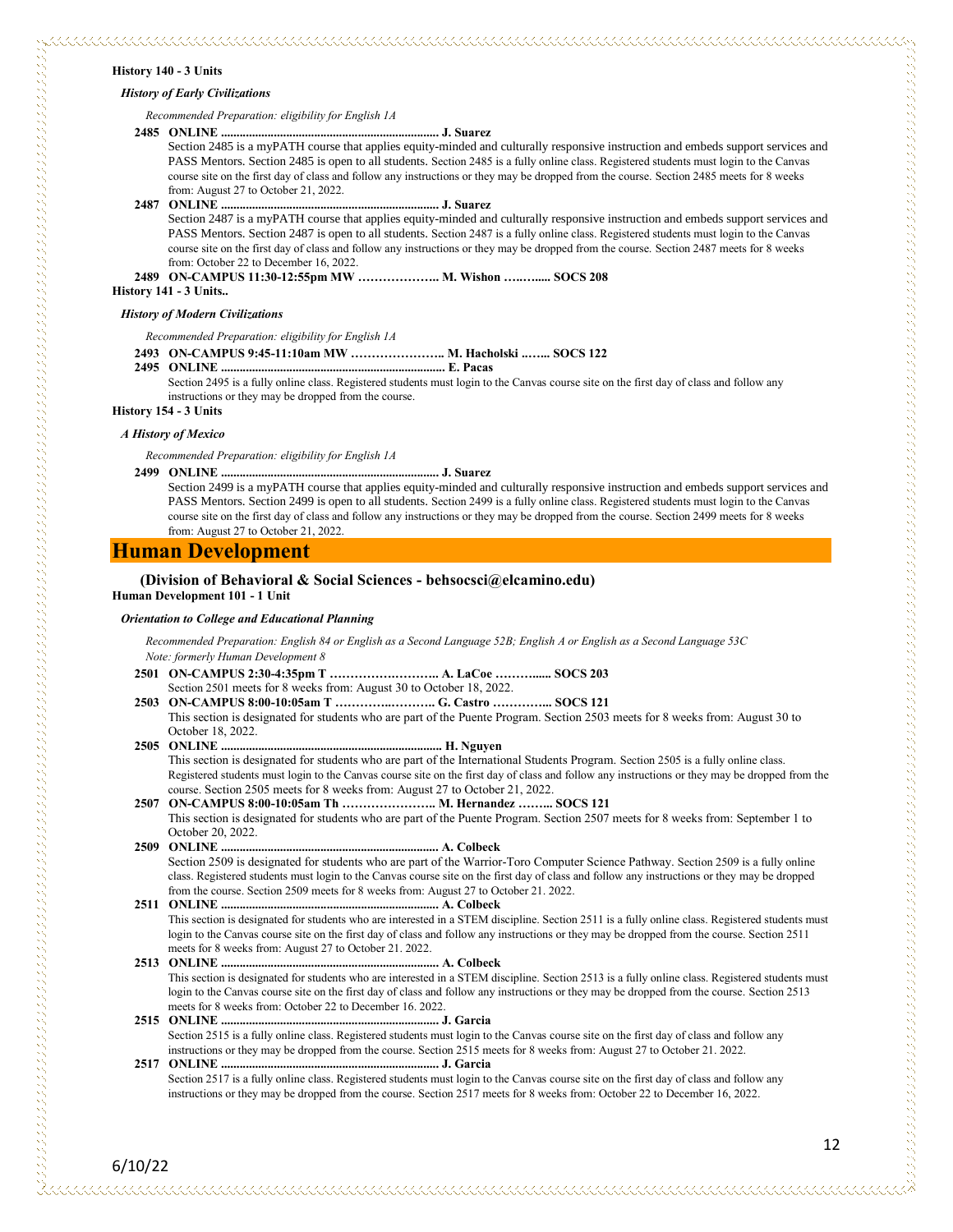**History 140 - 3 Units**

***History of Early Civilizations***

*Recommended Preparation: eligibility for English 1A*

**2485 ONLINE ...................................................................... J. Suarez**
Section 2485 is a myPATH course that applies equity-minded and culturally responsive instruction and embeds support services and PASS Mentors. Section 2485 is open to all students. Section 2485 is a fully online class. Registered students must login to the Canvas course site on the first day of class and follow any instructions or they may be dropped from the course. Section 2485 meets for 8 weeks from: August 27 to October 21, 2022.

**2487 ONLINE ...................................................................... J. Suarez**
Section 2487 is a myPATH course that applies equity-minded and culturally responsive instruction and embeds support services and PASS Mentors. Section 2487 is open to all students. Section 2487 is a fully online class. Registered students must login to the Canvas course site on the first day of class and follow any instructions or they may be dropped from the course. Section 2487 meets for 8 weeks from: October 22 to December 16, 2022.

**2489 ON-CAMPUS 11:30-12:55pm MW ……………….. M. Wishon ….…..... SOCS 208**

**History 141 - 3 Units..**

***History of Modern Civilizations***

*Recommended Preparation: eligibility for English 1A*

**2493 ON-CAMPUS 9:45-11:10am MW ………………….. M. Hacholski ..….... SOCS 122**

**2495 ONLINE ....................................................................... E. Pacas**
Section 2495 is a fully online class. Registered students must login to the Canvas course site on the first day of class and follow any instructions or they may be dropped from the course.

**History 154 - 3 Units**

***A History of Mexico***

*Recommended Preparation: eligibility for English 1A*

**2499 ONLINE ...................................................................... J. Suarez**
Section 2499 is a myPATH course that applies equity-minded and culturally responsive instruction and embeds support services and PASS Mentors. Section 2499 is open to all students. Section 2499 is a fully online class. Registered students must login to the Canvas course site on the first day of class and follow any instructions or they may be dropped from the course. Section 2499 meets for 8 weeks from: August 27 to October 21, 2022.

# Human Development

**(Division of Behavioral & Social Sciences - behsocsci@elcamino.edu)**

**Human Development 101 - 1 Unit**

***Orientation to College and Educational Planning***

*Recommended Preparation: English 84 or English as a Second Language 52B; English A or English as a Second Language 53C*
*Note: formerly Human Development 8*

**2501 ON-CAMPUS 2:30-4:35pm T …………….……….. A. LaCoe ……….….. SOCS 203**
Section 2501 meets for 8 weeks from: August 30 to October 18, 2022.

**2503 ON-CAMPUS 8:00-10:05am T ………….…..…….. G. Castro …………... SOCS 121**
This section is designated for students who are part of the Puente Program. Section 2503 meets for 8 weeks from: August 30 to October 18, 2022.

**2505 ONLINE ...................................................................... H. Nguyen**
This section is designated for students who are part of the International Students Program. Section 2505 is a fully online class. Registered students must login to the Canvas course site on the first day of class and follow any instructions or they may be dropped from the course. Section 2505 meets for 8 weeks from: August 27 to October 21, 2022.

**2507 ON-CAMPUS 8:00-10:05am Th ………………….. M. Hernandez …….. SOCS 121**
This section is designated for students who are part of the Puente Program. Section 2507 meets for 8 weeks from: September 1 to October 20, 2022.

**2509 ONLINE ...................................................................... A. Colbeck**
Section 2509 is designated for students who are part of the Warrior-Toro Computer Science Pathway. Section 2509 is a fully online class. Registered students must login to the Canvas course site on the first day of class and follow any instructions or they may be dropped from the course. Section 2509 meets for 8 weeks from: August 27 to October 21. 2022.

**2511 ONLINE ...................................................................... A. Colbeck**
This section is designated for students who are interested in a STEM discipline. Section 2511 is a fully online class. Registered students must login to the Canvas course site on the first day of class and follow any instructions or they may be dropped from the course. Section 2511 meets for 8 weeks from: August 27 to October 21. 2022.

**2513 ONLINE ...................................................................... A. Colbeck**
This section is designated for students who are interested in a STEM discipline. Section 2513 is a fully online class. Registered students must login to the Canvas course site on the first day of class and follow any instructions or they may be dropped from the course. Section 2513 meets for 8 weeks from: October 22 to December 16. 2022.

**2515 ONLINE ...................................................................... J. Garcia**
Section 2515 is a fully online class. Registered students must login to the Canvas course site on the first day of class and follow any instructions or they may be dropped from the course. Section 2515 meets for 8 weeks from: August 27 to October 21. 2022.

**2517 ONLINE ...................................................................... J. Garcia**
Section 2517 is a fully online class. Registered students must login to the Canvas course site on the first day of class and follow any instructions or they may be dropped from the course. Section 2517 meets for 8 weeks from: October 22 to December 16, 2022.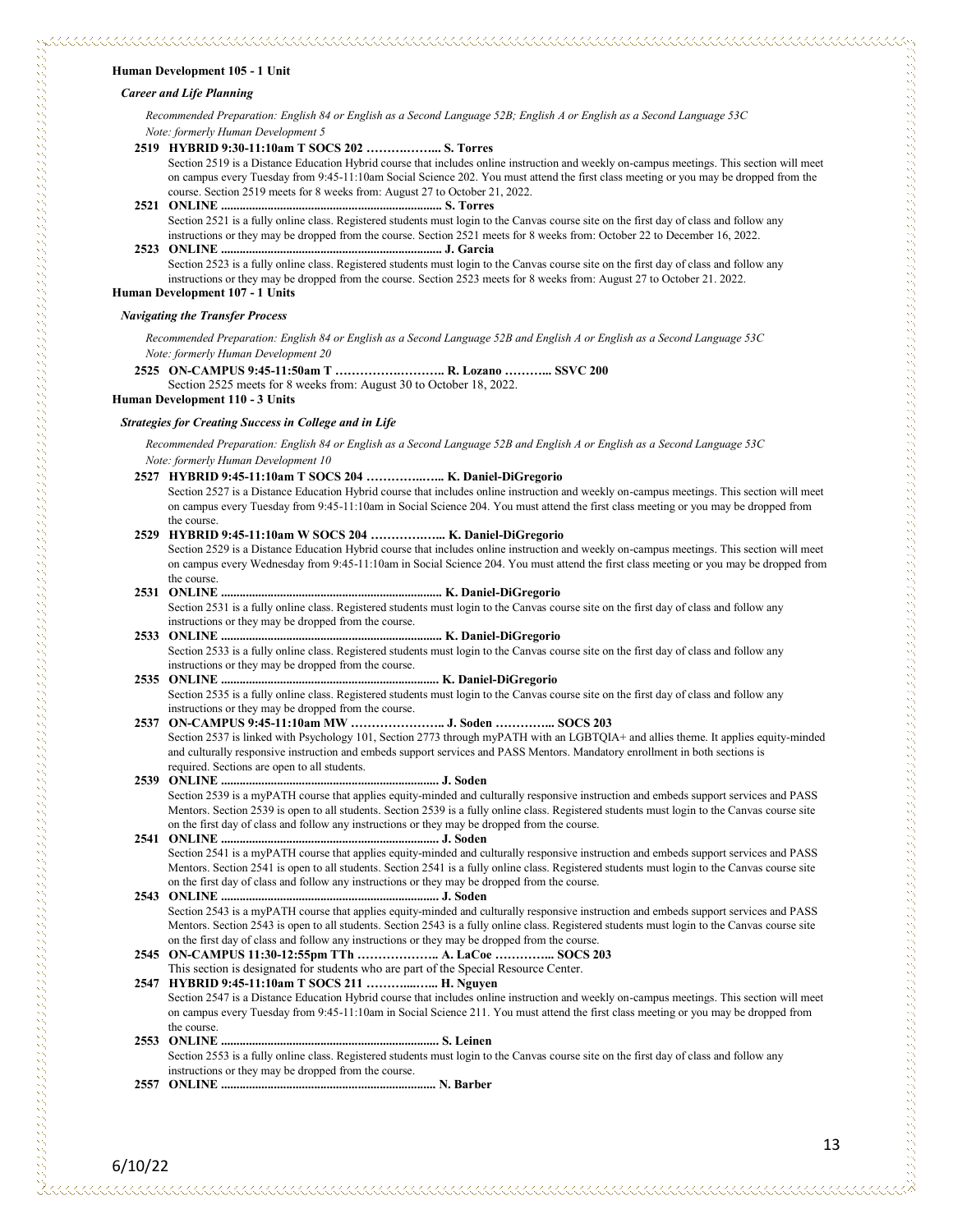**Human Development 105 - 1 Unit**

***Career and Life Planning***

*Recommended Preparation: English 84 or English as a Second Language 52B; English A or English as a Second Language 53C*
*Note: formerly Human Development 5*

**2519 HYBRID 9:30-11:10am T SOCS 202 ……….……... S. Torres**
Section 2519 is a Distance Education Hybrid course that includes online instruction and weekly on-campus meetings. This section will meet on campus every Tuesday from 9:45-11:10am Social Science 202. You must attend the first class meeting or you may be dropped from the course. Section 2519 meets for 8 weeks from: August 27 to October 21, 2022.

**2521 ONLINE ...................................................................... S. Torres**
Section 2521 is a fully online class. Registered students must login to the Canvas course site on the first day of class and follow any instructions or they may be dropped from the course. Section 2521 meets for 8 weeks from: October 22 to December 16, 2022.

**2523 ONLINE ...................................................................... J. Garcia**
Section 2523 is a fully online class. Registered students must login to the Canvas course site on the first day of class and follow any instructions or they may be dropped from the course. Section 2523 meets for 8 weeks from: August 27 to October 21. 2022.

**Human Development 107 - 1 Units**

***Navigating the Transfer Process***

*Recommended Preparation: English 84 or English as a Second Language 52B and English A or English as a Second Language 53C*
*Note: formerly Human Development 20*

**2525 ON-CAMPUS 9:45-11:50am T …………….……….. R. Lozano ………... SSVC 200**
Section 2525 meets for 8 weeks from: August 30 to October 18, 2022.

**Human Development 110 - 3 Units**

***Strategies for Creating Success in College and in Life***

*Recommended Preparation: English 84 or English as a Second Language 52B and English A or English as a Second Language 53C*
*Note: formerly Human Development 10*

**2527 HYBRID 9:45-11:10am T SOCS 204 ……………..…... K. Daniel-DiGregorio**
Section 2527 is a Distance Education Hybrid course that includes online instruction and weekly on-campus meetings. This section will meet on campus every Tuesday from 9:45-11:10am in Social Science 204. You must attend the first class meeting or you may be dropped from the course.

**2529 HYBRID 9:45-11:10am W SOCS 204 ……………..…... K. Daniel-DiGregorio**
Section 2529 is a Distance Education Hybrid course that includes online instruction and weekly on-campus meetings. This section will meet on campus every Wednesday from 9:45-11:10am in Social Science 204. You must attend the first class meeting or you may be dropped from the course.

**2531 ONLINE ...................................................................... K. Daniel-DiGregorio**
Section 2531 is a fully online class. Registered students must login to the Canvas course site on the first day of class and follow any instructions or they may be dropped from the course.

**2533 ONLINE ...................................................................... K. Daniel-DiGregorio**
Section 2533 is a fully online class. Registered students must login to the Canvas course site on the first day of class and follow any instructions or they may be dropped from the course.

**2535 ONLINE ..................................................................... K. Daniel-DiGregorio**
Section 2535 is a fully online class. Registered students must login to the Canvas course site on the first day of class and follow any instructions or they may be dropped from the course.

**2537 ON-CAMPUS 9:45-11:10am MW ………………….. J. Soden ………….. SOCS 203**
Section 2537 is linked with Psychology 101, Section 2773 through myPATH with an LGBTQIA+ and allies theme. It applies equity-minded and culturally responsive instruction and embeds support services and PASS Mentors. Mandatory enrollment in both sections is required. Sections are open to all students.

**2539 ONLINE ..................................................................... J. Soden**
Section 2539 is a myPATH course that applies equity-minded and culturally responsive instruction and embeds support services and PASS Mentors. Section 2539 is open to all students. Section 2539 is a fully online class. Registered students must login to the Canvas course site on the first day of class and follow any instructions or they may be dropped from the course.

**2541 ONLINE ..................................................................... J. Soden**
Section 2541 is a myPATH course that applies equity-minded and culturally responsive instruction and embeds support services and PASS Mentors. Section 2541 is open to all students. Section 2541 is a fully online class. Registered students must login to the Canvas course site on the first day of class and follow any instructions or they may be dropped from the course.

**2543 ONLINE ..................................................................... J. Soden**
Section 2543 is a myPATH course that applies equity-minded and culturally responsive instruction and embeds support services and PASS Mentors. Section 2543 is open to all students. Section 2543 is a fully online class. Registered students must login to the Canvas course site on the first day of class and follow any instructions or they may be dropped from the course.

**2545 ON-CAMPUS 11:30-12:55pm TTh ……………….. A. LaCoe ………….. SOCS 203**
This section is designated for students who are part of the Special Resource Center.

**2547 HYBRID 9:45-11:10am T SOCS 211 ………....….. H. Nguyen**
Section 2547 is a Distance Education Hybrid course that includes online instruction and weekly on-campus meetings. This section will meet on campus every Tuesday from 9:45-11:10am in Social Science 211. You must attend the first class meeting or you may be dropped from the course.

**2553 ONLINE ..................................................................... S. Leinen**
Section 2553 is a fully online class. Registered students must login to the Canvas course site on the first day of class and follow any instructions or they may be dropped from the course.

**2557 ONLINE .................................................................... N. Barber**

6/10/22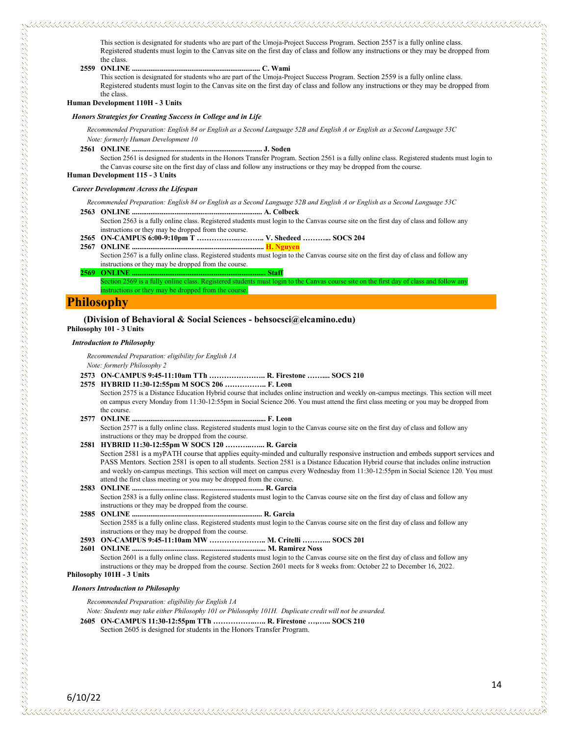This section is designated for students who are part of the Umoja-Project Success Program. Section 2557 is a fully online class. Registered students must login to the Canvas site on the first day of class and follow any instructions or they may be dropped from the class.

**2559 ONLINE ..................................................................... C. Wami**

This section is designated for students who are part of the Umoja-Project Success Program. Section 2559 is a fully online class. Registered students must login to the Canvas site on the first day of class and follow any instructions or they may be dropped from the class.

**Human Development 110H - 3 Units**

***Honors Strategies for Creating Success in College and in Life***

*Recommended Preparation: English 84 or English as a Second Language 52B and English A or English as a Second Language 53C*

*Note: formerly Human Development 10*

**2561 ONLINE ..................................................................... J. Soden**

Section 2561 is designed for students in the Honors Transfer Program. Section 2561 is a fully online class. Registered students must login to the Canvas course site on the first day of class and follow any instructions or they may be dropped from the course.

**Human Development 115 - 3 Units**

***Career Development Across the Lifespan***

*Recommended Preparation: English 84 or English as a Second Language 52B and English A or English as a Second Language 53C*

**2563 ONLINE ..................................................................... A. Colbeck**

Section 2563 is a fully online class. Registered students must login to the Canvas course site on the first day of class and follow any instructions or they may be dropped from the course.

**2565 ON-CAMPUS 6:00-9:10pm T ……………..……….. V. Shedeed ……….. SOCS 204**

**2567 ONLINE ..................................................................... H. Nguyen**

Section 2567 is a fully online class. Registered students must login to the Canvas course site on the first day of class and follow any instructions or they may be dropped from the course.

**2569 ONLINE ..................................................................... Staff**

Section 2569 is a fully online class. Registered students must login to the Canvas course site on the first day of class and follow any instructions or they may be dropped from the course.

# Philosophy

## (Division of Behavioral & Social Sciences - behsocsci@elcamino.edu)

**Philosophy 101 - 3 Units**

***Introduction to Philosophy***

*Recommended Preparation: eligibility for English 1A*

*Note: formerly Philosophy 2*

**2573 ON-CAMPUS 9:45-11:10am TTh ………………….. R. Firestone …….... SOCS 210**

**2575 HYBRID 11:30-12:55pm M SOCS 206 …………….. F. Leon**

Section 2575 is a Distance Education Hybrid course that includes online instruction and weekly on-campus meetings. This section will meet on campus every Monday from 11:30-12:55pm in Social Science 206. You must attend the first class meeting or you may be dropped from the course.

**2577 ONLINE ..................................................................... F. Leon**

Section 2577 is a fully online class. Registered students must login to the Canvas course site on the first day of class and follow any instructions or they may be dropped from the course.

**2581 HYBRID 11:30-12:55pm W SOCS 120 ………..…... R. Garcia**

Section 2581 is a myPATH course that applies equity-minded and culturally responsive instruction and embeds support services and PASS Mentors. Section 2581 is open to all students. Section 2581 is a Distance Education Hybrid course that includes online instruction and weekly on-campus meetings. This section will meet on campus every Wednesday from 11:30-12:55pm in Social Science 120. You must attend the first class meeting or you may be dropped from the course.

**2583 ONLINE ..................................................................... R. Garcia**

Section 2583 is a fully online class. Registered students must login to the Canvas course site on the first day of class and follow any instructions or they may be dropped from the course.

**2585 ONLINE ..................................................................... R. Garcia**

Section 2585 is a fully online class. Registered students must login to the Canvas course site on the first day of class and follow any instructions or they may be dropped from the course.

**2593 ON-CAMPUS 9:45-11:10am MW ………………….. M. Critelli ……….. SOCS 201**

**2601 ONLINE ..................................................................... M. Ramirez Noss**

Section 2601 is a fully online class. Registered students must login to the Canvas course site on the first day of class and follow any instructions or they may be dropped from the course. Section 2601 meets for 8 weeks from: October 22 to December 16, 2022.

**Philosophy 101H - 3 Units**

***Honors Introduction to Philosophy***

*Recommended Preparation: eligibility for English 1A*

*Note: Students may take either Philosophy 101 or Philosophy 101H. Duplicate credit will not be awarded.*

**2605 ON-CAMPUS 11:30-12:55pm TTh ……………..….. R. Firestone ….….. SOCS 210**

Section 2605 is designed for students in the Honors Transfer Program.

6/10/22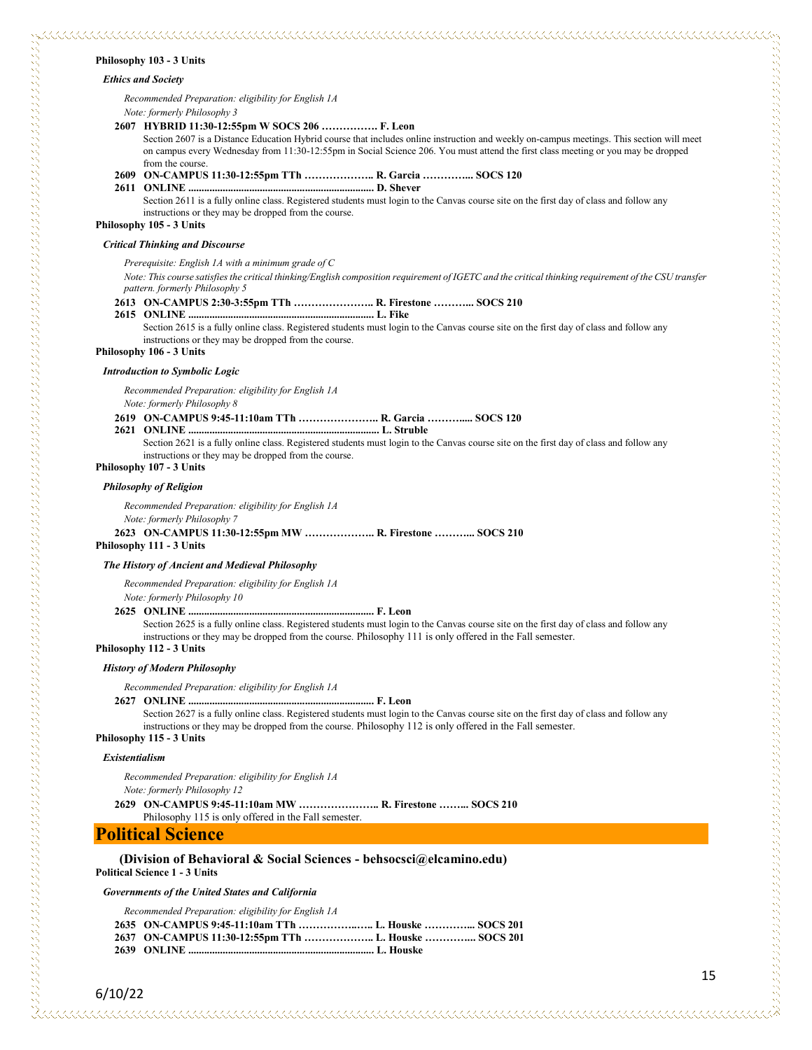**Philosophy 103 - 3 Units**

***Ethics and Society***

*Recommended Preparation: eligibility for English 1A*

*Note: formerly Philosophy 3*

**2607 HYBRID 11:30-12:55pm W SOCS 206 ……………. F. Leon**

Section 2607 is a Distance Education Hybrid course that includes online instruction and weekly on-campus meetings. This section will meet on campus every Wednesday from 11:30-12:55pm in Social Science 206. You must attend the first class meeting or you may be dropped from the course.

**2609 ON-CAMPUS 11:30-12:55pm TTh ……………….. R. Garcia …………... SOCS 120**

**2611 ONLINE ..................................................................... D. Shever**

Section 2611 is a fully online class. Registered students must login to the Canvas course site on the first day of class and follow any instructions or they may be dropped from the course.

**Philosophy 105 - 3 Units**

***Critical Thinking and Discourse***

*Prerequisite: English 1A with a minimum grade of C*

*Note: This course satisfies the critical thinking/English composition requirement of IGETC and the critical thinking requirement of the CSU transfer pattern. formerly Philosophy 5*

**2613 ON-CAMPUS 2:30-3:55pm TTh ………………….. R. Firestone ………... SOCS 210**

**2615 ONLINE ..................................................................... L. Fike**

Section 2615 is a fully online class. Registered students must login to the Canvas course site on the first day of class and follow any instructions or they may be dropped from the course.

**Philosophy 106 - 3 Units**

***Introduction to Symbolic Logic***

*Recommended Preparation: eligibility for English 1A*

*Note: formerly Philosophy 8*

**2619 ON-CAMPUS 9:45-11:10am TTh ………………….. R. Garcia ……….... SOCS 120**

**2621 ONLINE ...................................................................... L. Struble**

Section 2621 is a fully online class. Registered students must login to the Canvas course site on the first day of class and follow any instructions or they may be dropped from the course.

**Philosophy 107 - 3 Units**

***Philosophy of Religion***

*Recommended Preparation: eligibility for English 1A*

*Note: formerly Philosophy 7*

**2623 ON-CAMPUS 11:30-12:55pm MW ……………….. R. Firestone ………... SOCS 210**

**Philosophy 111 - 3 Units**

***The History of Ancient and Medieval Philosophy***

*Recommended Preparation: eligibility for English 1A*

*Note: formerly Philosophy 10*

**2625 ONLINE ..................................................................... F. Leon**

Section 2625 is a fully online class. Registered students must login to the Canvas course site on the first day of class and follow any instructions or they may be dropped from the course. Philosophy 111 is only offered in the Fall semester.

**Philosophy 112 - 3 Units**

***History of Modern Philosophy***

*Recommended Preparation: eligibility for English 1A*

**2627 ONLINE ..................................................................... F. Leon**

Section 2627 is a fully online class. Registered students must login to the Canvas course site on the first day of class and follow any instructions or they may be dropped from the course. Philosophy 112 is only offered in the Fall semester.

**Philosophy 115 - 3 Units**

***Existentialism***

*Recommended Preparation: eligibility for English 1A*

*Note: formerly Philosophy 12*

**2629 ON-CAMPUS 9:45-11:10am MW ………………….. R. Firestone ……... SOCS 210**

Philosophy 115 is only offered in the Fall semester.

# Political Science

**(Division of Behavioral & Social Sciences - behsocsci@elcamino.edu)**

**Political Science 1 - 3 Units**

***Governments of the United States and California***

*Recommended Preparation: eligibility for English 1A*

**2635 ON-CAMPUS 9:45-11:10am TTh ……………..….. L. Houske …………... SOCS 201**

**2637 ON-CAMPUS 11:30-12:55pm TTh ……………….. L. Houske …………... SOCS 201**

**2639 ONLINE ..................................................................... L. Houske**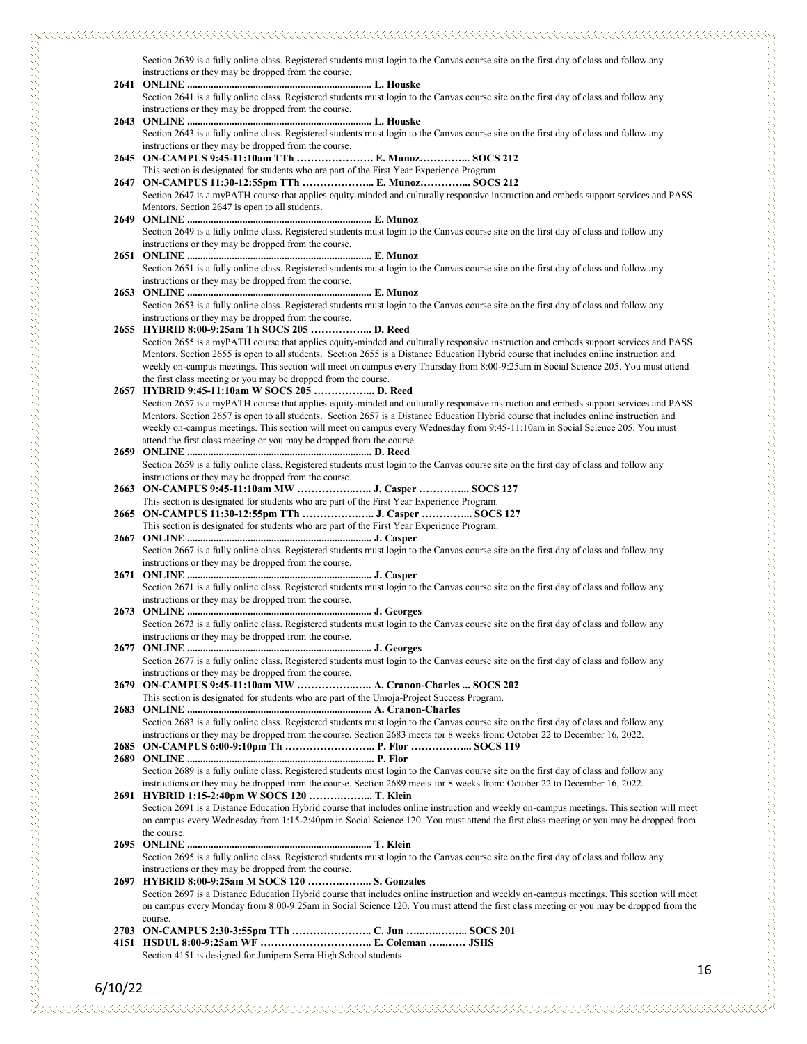Section 2639 is a fully online class. Registered students must login to the Canvas course site on the first day of class and follow any instructions or they may be dropped from the course.

**2641 ONLINE ...................................................................... L. Houske**

Section 2641 is a fully online class. Registered students must login to the Canvas course site on the first day of class and follow any instructions or they may be dropped from the course.

**2643 ONLINE ...................................................................... L. Houske**

Section 2643 is a fully online class. Registered students must login to the Canvas course site on the first day of class and follow any instructions or they may be dropped from the course.

**2645 ON-CAMPUS 9:45-11:10am TTh …………………. E. Munoz………….. SOCS 212**

This section is designated for students who are part of the First Year Experience Program.

**2647 ON-CAMPUS 11:30-12:55pm TTh ……………….. E. Munoz………….. SOCS 212**

Section 2647 is a myPATH course that applies equity-minded and culturally responsive instruction and embeds support services and PASS Mentors. Section 2647 is open to all students.

**2649 ONLINE ...................................................................... E. Munoz**

Section 2649 is a fully online class. Registered students must login to the Canvas course site on the first day of class and follow any instructions or they may be dropped from the course.

**2651 ONLINE ...................................................................... E. Munoz**

Section 2651 is a fully online class. Registered students must login to the Canvas course site on the first day of class and follow any instructions or they may be dropped from the course.

**2653 ONLINE ...................................................................... E. Munoz**

Section 2653 is a fully online class. Registered students must login to the Canvas course site on the first day of class and follow any instructions or they may be dropped from the course.

**2655 HYBRID 8:00-9:25am Th SOCS 205 …………….. D. Reed**

Section 2655 is a myPATH course that applies equity-minded and culturally responsive instruction and embeds support services and PASS Mentors. Section 2655 is open to all students. Section 2655 is a Distance Education Hybrid course that includes online instruction and weekly on-campus meetings. This section will meet on campus every Thursday from 8:00-9:25am in Social Science 205. You must attend the first class meeting or you may be dropped from the course.

**2657 HYBRID 9:45-11:10am W SOCS 205 …………….. D. Reed**

Section 2657 is a myPATH course that applies equity-minded and culturally responsive instruction and embeds support services and PASS Mentors. Section 2657 is open to all students. Section 2657 is a Distance Education Hybrid course that includes online instruction and weekly on-campus meetings. This section will meet on campus every Wednesday from 9:45-11:10am in Social Science 205. You must attend the first class meeting or you may be dropped from the course.

**2659 ONLINE ...................................................................... D. Reed**

Section 2659 is a fully online class. Registered students must login to the Canvas course site on the first day of class and follow any instructions or they may be dropped from the course.

**2663 ON-CAMPUS 9:45-11:10am MW ……………….. J. Casper ………….. SOCS 127**

This section is designated for students who are part of the First Year Experience Program.

**2665 ON-CAMPUS 11:30-12:55pm TTh ……………….. J. Casper ………….. SOCS 127**

This section is designated for students who are part of the First Year Experience Program.

**2667 ONLINE ...................................................................... J. Casper**

Section 2667 is a fully online class. Registered students must login to the Canvas course site on the first day of class and follow any instructions or they may be dropped from the course.

**2671 ONLINE ...................................................................... J. Casper**

Section 2671 is a fully online class. Registered students must login to the Canvas course site on the first day of class and follow any instructions or they may be dropped from the course.

**2673 ONLINE ...................................................................... J. Georges**

Section 2673 is a fully online class. Registered students must login to the Canvas course site on the first day of class and follow any instructions or they may be dropped from the course.

**2677 ONLINE ...................................................................... J. Georges**

Section 2677 is a fully online class. Registered students must login to the Canvas course site on the first day of class and follow any instructions or they may be dropped from the course.

**2679 ON-CAMPUS 9:45-11:10am MW ……………….. A. Cranon-Charles ... SOCS 202**

This section is designated for students who are part of the Umoja-Project Success Program.

**2683 ONLINE ...................................................................... A. Cranon-Charles**

Section 2683 is a fully online class. Registered students must login to the Canvas course site on the first day of class and follow any instructions or they may be dropped from the course. Section 2683 meets for 8 weeks from: October 22 to December 16, 2022.

**2685 ON-CAMPUS 6:00-9:10pm Th …………………….. P. Flor …………….. SOCS 119**

**2689 ONLINE ...................................................................... P. Flor**

Section 2689 is a fully online class. Registered students must login to the Canvas course site on the first day of class and follow any instructions or they may be dropped from the course. Section 2689 meets for 8 weeks from: October 22 to December 16, 2022.

**2691 HYBRID 1:15-2:40pm W SOCS 120 ……………… T. Klein**

Section 2691 is a Distance Education Hybrid course that includes online instruction and weekly on-campus meetings. This section will meet on campus every Wednesday from 1:15-2:40pm in Social Science 120. You must attend the first class meeting or you may be dropped from the course.

**2695 ONLINE ...................................................................... T. Klein**

Section 2695 is a fully online class. Registered students must login to the Canvas course site on the first day of class and follow any instructions or they may be dropped from the course.

**2697 HYBRID 8:00-9:25am M SOCS 120 ……………... S. Gonzales**

Section 2697 is a Distance Education Hybrid course that includes online instruction and weekly on-campus meetings. This section will meet on campus every Monday from 8:00-9:25am in Social Science 120. You must attend the first class meeting or you may be dropped from the course.

**2703 ON-CAMPUS 2:30-3:55pm TTh ………………….. C. Jun …………….. SOCS 201**

**4151 HSDUL 8:00-9:25am WF ………………………….. E. Coleman ……… JSHS**

Section 4151 is designed for Junipero Serra High School students.

6/10/22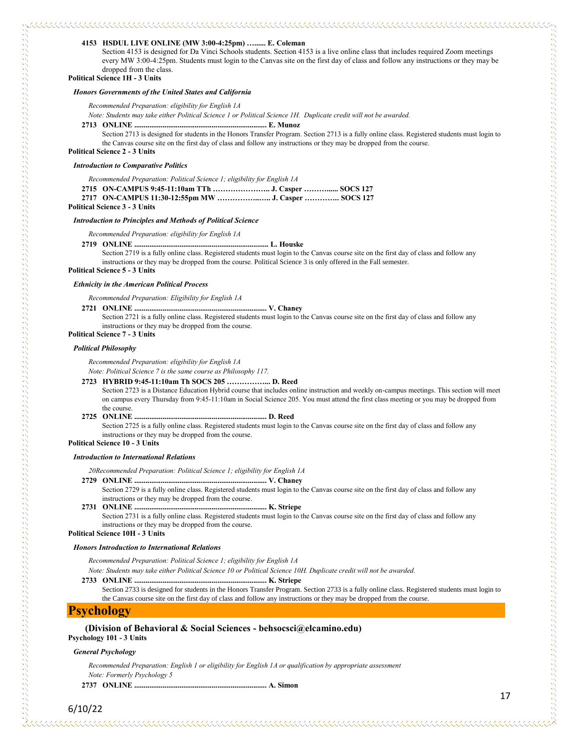**4153 HSDUL LIVE ONLINE (MW 3:00-4:25pm) …...... E. Coleman**

Section 4153 is designed for Da Vinci Schools students. Section 4153 is a live online class that includes required Zoom meetings every MW 3:00-4:25pm. Students must login to the Canvas site on the first day of class and follow any instructions or they may be dropped from the class.

**Political Science 1H - 3 Units**

***Honors Governments of the United States and California***

*Recommended Preparation: eligibility for English 1A*

*Note: Students may take either Political Science 1 or Political Science 1H. Duplicate credit will not be awarded.*

**2713 ONLINE ..................................................................... E. Munoz**

Section 2713 is designed for students in the Honors Transfer Program. Section 2713 is a fully online class. Registered students must login to the Canvas course site on the first day of class and follow any instructions or they may be dropped from the course.

**Political Science 2 - 3 Units**

***Introduction to Comparative Politics***

*Recommended Preparation: Political Science 1; eligibility for English 1A*

**2715 ON-CAMPUS 9:45-11:10am TTh ………………….. J. Casper ………..... SOCS 127**

**2717 ON-CAMPUS 11:30-12:55pm MW ……………..….. J. Casper ………….. SOCS 127**

**Political Science 3 - 3 Units**

***Introduction to Principles and Methods of Political Science***

*Recommended Preparation: eligibility for English 1A*

**2719 ONLINE ..................................................................... L. Houske**

Section 2719 is a fully online class. Registered students must login to the Canvas course site on the first day of class and follow any instructions or they may be dropped from the course. Political Science 3 is only offered in the Fall semester.

**Political Science 5 - 3 Units**

***Ethnicity in the American Political Process***

*Recommended Preparation: Eligibility for English 1A*

**2721 ONLINE ..................................................................... V. Chaney**

Section 2721 is a fully online class. Registered students must login to the Canvas course site on the first day of class and follow any instructions or they may be dropped from the course.

**Political Science 7 - 3 Units**

***Political Philosophy***

*Recommended Preparation: eligibility for English 1A*

*Note: Political Science 7 is the same course as Philosophy 117.*

**2723 HYBRID 9:45-11:10am Th SOCS 205 …………….... D. Reed**

Section 2723 is a Distance Education Hybrid course that includes online instruction and weekly on-campus meetings. This section will meet on campus every Thursday from 9:45-11:10am in Social Science 205. You must attend the first class meeting or you may be dropped from the course.

**2725 ONLINE ..................................................................... D. Reed**

Section 2725 is a fully online class. Registered students must login to the Canvas course site on the first day of class and follow any instructions or they may be dropped from the course.

**Political Science 10 - 3 Units**

***Introduction to International Relations***

*20Recommended Preparation: Political Science 1; eligibility for English 1A*

**2729 ONLINE ..................................................................... V. Chaney**

Section 2729 is a fully online class. Registered students must login to the Canvas course site on the first day of class and follow any instructions or they may be dropped from the course.

**2731 ONLINE ..................................................................... K. Striepe**

Section 2731 is a fully online class. Registered students must login to the Canvas course site on the first day of class and follow any instructions or they may be dropped from the course.

**Political Science 10H - 3 Units**

***Honors Introduction to International Relations***

*Recommended Preparation: Political Science 1; eligibility for English 1A*

*Note: Students may take either Political Science 10 or Political Science 10H. Duplicate credit will not be awarded.*

**2733 ONLINE ..................................................................... K. Striepe**

Section 2733 is designed for students in the Honors Transfer Program. Section 2733 is a fully online class. Registered students must login to the Canvas course site on the first day of class and follow any instructions or they may be dropped from the course.

# Psychology

**(Division of Behavioral & Social Sciences - behsocsci@elcamino.edu)**

**Psychology 101 - 3 Units**

***General Psychology***

*Recommended Preparation: English 1 or eligibility for English 1A or qualification by appropriate assessment*

*Note: Formerly Psychology 5*

**2737 ONLINE ..................................................................... A. Simon**

6/10/22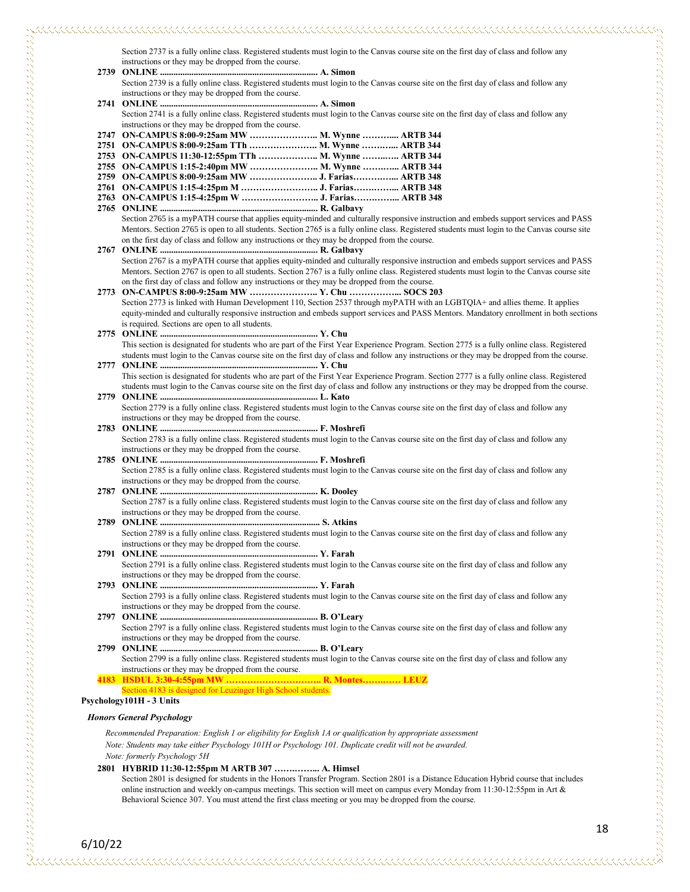Section 2737 is a fully online class. Registered students must login to the Canvas course site on the first day of class and follow any instructions or they may be dropped from the course.

**2739 ONLINE ....................................................................... A. Simon**
Section 2739 is a fully online class. Registered students must login to the Canvas course site on the first day of class and follow any instructions or they may be dropped from the course.

**2741 ONLINE ....................................................................... A. Simon**
Section 2741 is a fully online class. Registered students must login to the Canvas course site on the first day of class and follow any instructions or they may be dropped from the course.

**2747 ON-CAMPUS 8:00-9:25am MW ………………….. M. Wynne ……….... ARTB 344**
**2751 ON-CAMPUS 8:00-9:25am TTh ………………….. M. Wynne ……….... ARTB 344**
**2753 ON-CAMPUS 11:30-12:55pm TTh ……………….. M. Wynne ……….... ARTB 344**
**2755 ON-CAMPUS 1:15-2:40pm MW ………………….. M. Wynne ……….... ARTB 344**
**2759 ON-CAMPUS 8:00-9:25am MW ………………….. J. Farias………….... ARTB 348**
**2761 ON-CAMPUS 1:15-4:25pm M …………………….. J. Farias………….... ARTB 348**
**2763 ON-CAMPUS 1:15-4:25pm W …………………….. J. Farias………….... ARTB 348**
**2765 ONLINE ....................................................................... R. Galbavy**
Section 2765 is a myPATH course that applies equity-minded and culturally responsive instruction and embeds support services and PASS Mentors. Section 2765 is open to all students. Section 2765 is a fully online class. Registered students must login to the Canvas course site on the first day of class and follow any instructions or they may be dropped from the course.

**2767 ONLINE ....................................................................... R. Galbavy**
Section 2767 is a myPATH course that applies equity-minded and culturally responsive instruction and embeds support services and PASS Mentors. Section 2767 is open to all students. Section 2767 is a fully online class. Registered students must login to the Canvas course site on the first day of class and follow any instructions or they may be dropped from the course.

**2773 ON-CAMPUS 8:00-9:25am MW ………………….. Y. Chu …………….. SOCS 203**
Section 2773 is linked with Human Development 110, Section 2537 through myPATH with an LGBTQIA+ and allies theme. It applies equity-minded and culturally responsive instruction and embeds support services and PASS Mentors. Mandatory enrollment in both sections is required. Sections are open to all students.

**2775 ONLINE ....................................................................... Y. Chu**
This section is designated for students who are part of the First Year Experience Program. Section 2775 is a fully online class. Registered students must login to the Canvas course site on the first day of class and follow any instructions or they may be dropped from the course.

**2777 ONLINE ....................................................................... Y. Chu**
This section is designated for students who are part of the First Year Experience Program. Section 2777 is a fully online class. Registered students must login to the Canvas course site on the first day of class and follow any instructions or they may be dropped from the course.

**2779 ONLINE ....................................................................... L. Kato**
Section 2779 is a fully online class. Registered students must login to the Canvas course site on the first day of class and follow any instructions or they may be dropped from the course.

**2783 ONLINE ....................................................................... F. Moshrefi**
Section 2783 is a fully online class. Registered students must login to the Canvas course site on the first day of class and follow any instructions or they may be dropped from the course.

**2785 ONLINE ....................................................................... F. Moshrefi**
Section 2785 is a fully online class. Registered students must login to the Canvas course site on the first day of class and follow any instructions or they may be dropped from the course.

**2787 ONLINE ....................................................................... K. Dooley**
Section 2787 is a fully online class. Registered students must login to the Canvas course site on the first day of class and follow any instructions or they may be dropped from the course.

**2789 ONLINE ....................................................................... S. Atkins**
Section 2789 is a fully online class. Registered students must login to the Canvas course site on the first day of class and follow any instructions or they may be dropped from the course.

**2791 ONLINE ....................................................................... Y. Farah**
Section 2791 is a fully online class. Registered students must login to the Canvas course site on the first day of class and follow any instructions or they may be dropped from the course.

**2793 ONLINE ....................................................................... Y. Farah**
Section 2793 is a fully online class. Registered students must login to the Canvas course site on the first day of class and follow any instructions or they may be dropped from the course.

**2797 ONLINE ....................................................................... B. O'Leary**
Section 2797 is a fully online class. Registered students must login to the Canvas course site on the first day of class and follow any instructions or they may be dropped from the course.

**2799 ONLINE ....................................................................... B. O'Leary**
Section 2799 is a fully online class. Registered students must login to the Canvas course site on the first day of class and follow any instructions or they may be dropped from the course.

**4183 HSDUL 3:30-4:55pm MW ………………………….. R. Montes………… LEUZ**
Section 4183 is designed for Leuzinger High School students.

**Psychology101H - 3 Units**

***Honors General Psychology***

*Recommended Preparation: English 1 or eligibility for English 1A or qualification by appropriate assessment*
*Note: Students may take either Psychology 101H or Psychology 101. Duplicate credit will not be awarded.*
*Note: formerly Psychology 5H*

**2801 HYBRID 11:30-12:55pm M ARTB 307 …………….. A. Himsel**
Section 2801 is designed for students in the Honors Transfer Program. Section 2801 is a Distance Education Hybrid course that includes online instruction and weekly on-campus meetings. This section will meet on campus every Monday from 11:30-12:55pm in Art & Behavioral Science 307. You must attend the first class meeting or you may be dropped from the course.

6/10/22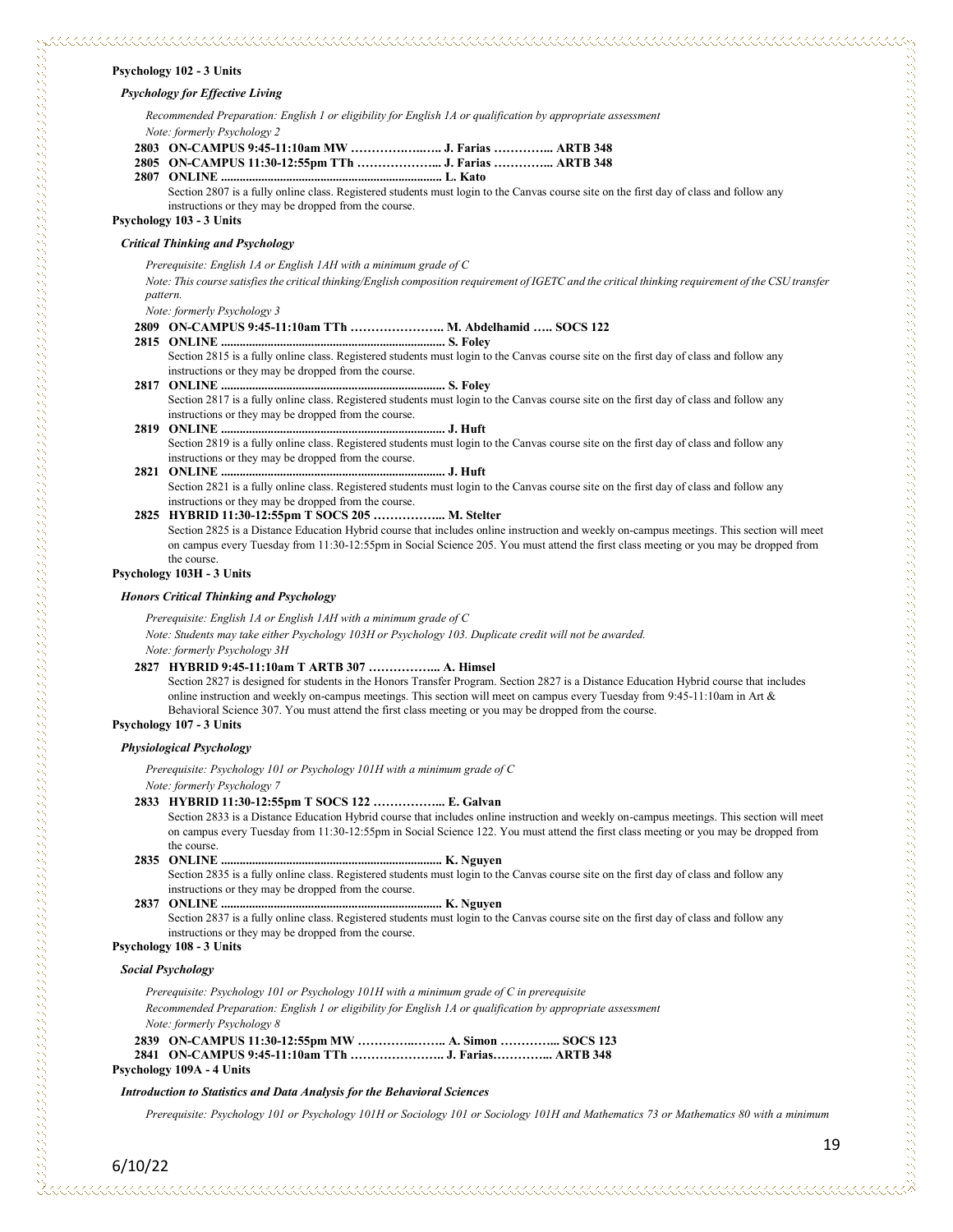**Psychology 102 - 3 Units**

***Psychology for Effective Living***

*Recommended Preparation: English 1 or eligibility for English 1A or qualification by appropriate assessment*

*Note: formerly Psychology 2*

**2803 ON-CAMPUS 9:45-11:10am MW ……………..….. J. Farias ………….. ARTB 348**

**2805 ON-CAMPUS 11:30-12:55pm TTh ………………... J. Farias ………….. ARTB 348**

**2807 ONLINE ...................................................................... L. Kato**

Section 2807 is a fully online class. Registered students must login to the Canvas course site on the first day of class and follow any instructions or they may be dropped from the course.

**Psychology 103 - 3 Units**

***Critical Thinking and Psychology***

*Prerequisite: English 1A or English 1AH with a minimum grade of C*

*Note: This course satisfies the critical thinking/English composition requirement of IGETC and the critical thinking requirement of the CSU transfer pattern.*

*Note: formerly Psychology 3*

**2809 ON-CAMPUS 9:45-11:10am TTh ………………….. M. Abdelhamid ….. SOCS 122**

**2815 ONLINE ....................................................................... S. Foley**

Section 2815 is a fully online class. Registered students must login to the Canvas course site on the first day of class and follow any instructions or they may be dropped from the course.

**2817 ONLINE ....................................................................... S. Foley**

Section 2817 is a fully online class. Registered students must login to the Canvas course site on the first day of class and follow any instructions or they may be dropped from the course.

**2819 ONLINE ....................................................................... J. Huft**

Section 2819 is a fully online class. Registered students must login to the Canvas course site on the first day of class and follow any instructions or they may be dropped from the course.

**2821 ONLINE ....................................................................... J. Huft**

Section 2821 is a fully online class. Registered students must login to the Canvas course site on the first day of class and follow any instructions or they may be dropped from the course.

**2825 HYBRID 11:30-12:55pm T SOCS 205 ……………... M. Stelter**

Section 2825 is a Distance Education Hybrid course that includes online instruction and weekly on-campus meetings. This section will meet on campus every Tuesday from 11:30-12:55pm in Social Science 205. You must attend the first class meeting or you may be dropped from the course.

**Psychology 103H - 3 Units**

***Honors Critical Thinking and Psychology***

*Prerequisite: English 1A or English 1AH with a minimum grade of C*

*Note: Students may take either Psychology 103H or Psychology 103. Duplicate credit will not be awarded.*

*Note: formerly Psychology 3H*

**2827 HYBRID 9:45-11:10am T ARTB 307 ……………... A. Himsel**

Section 2827 is designed for students in the Honors Transfer Program. Section 2827 is a Distance Education Hybrid course that includes online instruction and weekly on-campus meetings. This section will meet on campus every Tuesday from 9:45-11:10am in Art & Behavioral Science 307. You must attend the first class meeting or you may be dropped from the course.

**Psychology 107 - 3 Units**

***Physiological Psychology***

*Prerequisite: Psychology 101 or Psychology 101H with a minimum grade of C*

*Note: formerly Psychology 7*

**2833 HYBRID 11:30-12:55pm T SOCS 122 ……………... E. Galvan**

Section 2833 is a Distance Education Hybrid course that includes online instruction and weekly on-campus meetings. This section will meet on campus every Tuesday from 11:30-12:55pm in Social Science 122. You must attend the first class meeting or you may be dropped from the course.

**2835 ONLINE ...................................................................... K. Nguyen**

Section 2835 is a fully online class. Registered students must login to the Canvas course site on the first day of class and follow any instructions or they may be dropped from the course.

**2837 ONLINE ...................................................................... K. Nguyen**

Section 2837 is a fully online class. Registered students must login to the Canvas course site on the first day of class and follow any instructions or they may be dropped from the course.

**Psychology 108 - 3 Units**

***Social Psychology***

*Prerequisite: Psychology 101 or Psychology 101H with a minimum grade of C in prerequisite*

*Recommended Preparation: English 1 or eligibility for English 1A or qualification by appropriate assessment*

*Note: formerly Psychology 8*

**2839 ON-CAMPUS 11:30-12:55pm MW …………..…….. A. Simon ………….. SOCS 123**

**2841 ON-CAMPUS 9:45-11:10am TTh ………………….. J. Farias………….. ARTB 348**

**Psychology 109A - 4 Units**

***Introduction to Statistics and Data Analysis for the Behavioral Sciences***

*Prerequisite: Psychology 101 or Psychology 101H or Sociology 101 or Sociology 101H and Mathematics 73 or Mathematics 80 with a minimum*

6/10/22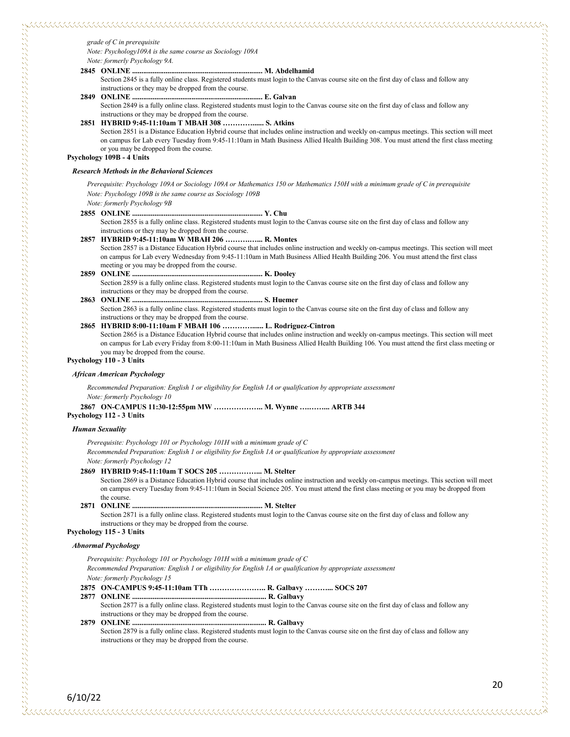*grade of C in prerequisite*

*Note: Psychology109A is the same course as Sociology 109A*

*Note: formerly Psychology 9A.*

**2845 ONLINE ...................................................................... M. Abdelhamid**

Section 2845 is a fully online class. Registered students must login to the Canvas course site on the first day of class and follow any instructions or they may be dropped from the course.

**2849 ONLINE ...................................................................... E. Galvan**

Section 2849 is a fully online class. Registered students must login to the Canvas course site on the first day of class and follow any instructions or they may be dropped from the course.

**2851 HYBRID 9:45-11:10am T MBAH 308 …………..... S. Atkins**

Section 2851 is a Distance Education Hybrid course that includes online instruction and weekly on-campus meetings. This section will meet on campus for Lab every Tuesday from 9:45-11:10am in Math Business Allied Health Building 308. You must attend the first class meeting or you may be dropped from the course.

**Psychology 109B - 4 Units**

***Research Methods in the Behavioral Sciences***

*Prerequisite: Psychology 109A or Sociology 109A or Mathematics 150 or Mathematics 150H with a minimum grade of C in prerequisite*

*Note: Psychology 109B is the same course as Sociology 109B*

*Note: formerly Psychology 9B*

**2855 ONLINE ...................................................................... Y. Chu**

Section 2855 is a fully online class. Registered students must login to the Canvas course site on the first day of class and follow any instructions or they may be dropped from the course.

**2857 HYBRID 9:45-11:10am W MBAH 206 ………….... R. Montes**

Section 2857 is a Distance Education Hybrid course that includes online instruction and weekly on-campus meetings. This section will meet on campus for Lab every Wednesday from 9:45-11:10am in Math Business Allied Health Building 206. You must attend the first class meeting or you may be dropped from the course.

**2859 ONLINE ...................................................................... K. Dooley**

Section 2859 is a fully online class. Registered students must login to the Canvas course site on the first day of class and follow any instructions or they may be dropped from the course.

**2863 ONLINE ...................................................................... S. Huemer**

Section 2863 is a fully online class. Registered students must login to the Canvas course site on the first day of class and follow any instructions or they may be dropped from the course.

**2865 HYBRID 8:00-11:10am F MBAH 106 …………..... L. Rodriguez-Cintron**

Section 2865 is a Distance Education Hybrid course that includes online instruction and weekly on-campus meetings. This section will meet on campus for Lab every Friday from 8:00-11:10am in Math Business Allied Health Building 106. You must attend the first class meeting or you may be dropped from the course.

**Psychology 110 - 3 Units**

***African American Psychology***

*Recommended Preparation: English 1 or eligibility for English 1A or qualification by appropriate assessment*

*Note: formerly Psychology 10*

**2867 ON-CAMPUS 11:30-12:55pm MW ……………….. M. Wynne ….……... ARTB 344**

**Psychology 112 - 3 Units**

***Human Sexuality***

*Prerequisite: Psychology 101 or Psychology 101H with a minimum grade of C*

*Recommended Preparation: English 1 or eligibility for English 1A or qualification by appropriate assessment*

*Note: formerly Psychology 12*

**2869 HYBRID 9:45-11:10am T SOCS 205 ……………... M. Stelter**

Section 2869 is a Distance Education Hybrid course that includes online instruction and weekly on-campus meetings. This section will meet on campus every Tuesday from 9:45-11:10am in Social Science 205. You must attend the first class meeting or you may be dropped from the course.

**2871 ONLINE ...................................................................... M. Stelter**

Section 2871 is a fully online class. Registered students must login to the Canvas course site on the first day of class and follow any instructions or they may be dropped from the course.

**Psychology 115 - 3 Units**

***Abnormal Psychology***

*Prerequisite: Psychology 101 or Psychology 101H with a minimum grade of C*

*Recommended Preparation: English 1 or eligibility for English 1A or qualification by appropriate assessment*

*Note: formerly Psychology 15*

**2875 ON-CAMPUS 9:45-11:10am TTh ………………….. R. Galbavy ………... SOCS 207**

**2877 ONLINE ...................................................................... R. Galbavy**

Section 2877 is a fully online class. Registered students must login to the Canvas course site on the first day of class and follow any instructions or they may be dropped from the course.

**2879 ONLINE ...................................................................... R. Galbavy**

Section 2879 is a fully online class. Registered students must login to the Canvas course site on the first day of class and follow any instructions or they may be dropped from the course.

6/10/22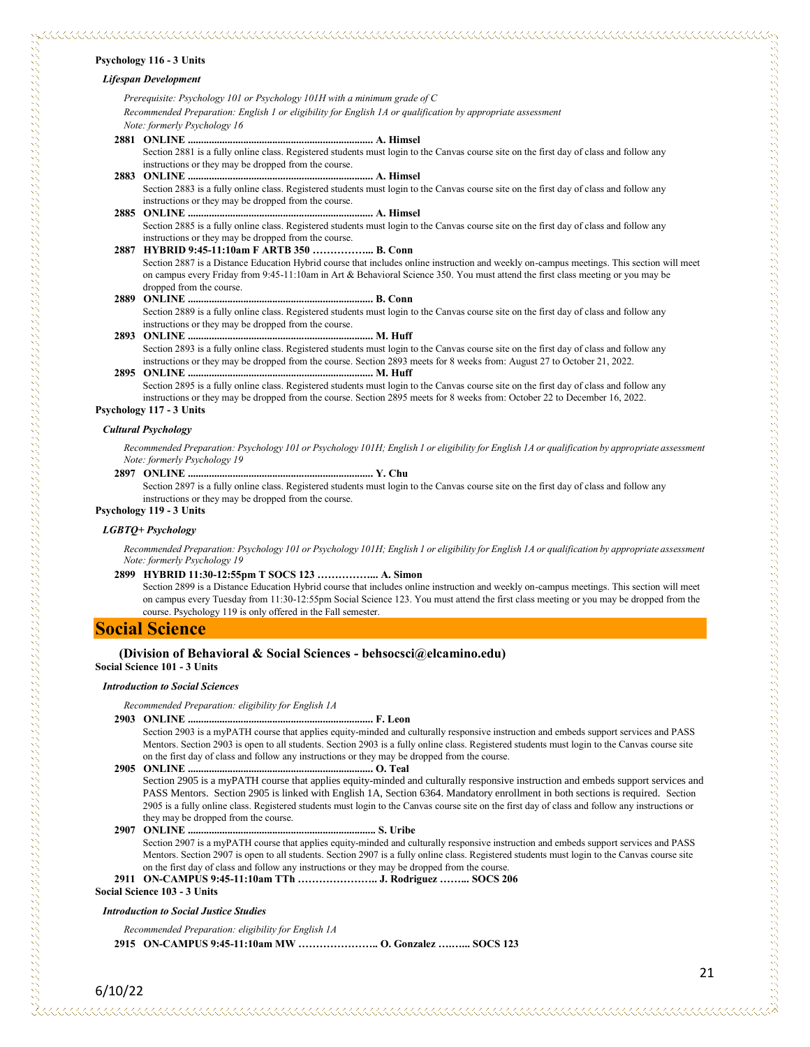**Psychology 116 - 3 Units**

***Lifespan Development***

*Prerequisite: Psychology 101 or Psychology 101H with a minimum grade of C*
*Recommended Preparation: English 1 or eligibility for English 1A or qualification by appropriate assessment*
*Note: formerly Psychology 16*

**2881 ONLINE ..................................................................... A. Himsel**
Section 2881 is a fully online class. Registered students must login to the Canvas course site on the first day of class and follow any instructions or they may be dropped from the course.

**2883 ONLINE ..................................................................... A. Himsel**
Section 2883 is a fully online class. Registered students must login to the Canvas course site on the first day of class and follow any instructions or they may be dropped from the course.

**2885 ONLINE ..................................................................... A. Himsel**
Section 2885 is a fully online class. Registered students must login to the Canvas course site on the first day of class and follow any instructions or they may be dropped from the course.

**2887 HYBRID 9:45-11:10am F ARTB 350 ……………... B. Conn**
Section 2887 is a Distance Education Hybrid course that includes online instruction and weekly on-campus meetings. This section will meet on campus every Friday from 9:45-11:10am in Art & Behavioral Science 350. You must attend the first class meeting or you may be dropped from the course.

**2889 ONLINE ..................................................................... B. Conn**
Section 2889 is a fully online class. Registered students must login to the Canvas course site on the first day of class and follow any instructions or they may be dropped from the course.

**2893 ONLINE ..................................................................... M. Huff**
Section 2893 is a fully online class. Registered students must login to the Canvas course site on the first day of class and follow any instructions or they may be dropped from the course. Section 2893 meets for 8 weeks from: August 27 to October 21, 2022.

**2895 ONLINE ..................................................................... M. Huff**
Section 2895 is a fully online class. Registered students must login to the Canvas course site on the first day of class and follow any instructions or they may be dropped from the course. Section 2895 meets for 8 weeks from: October 22 to December 16, 2022.

**Psychology 117 - 3 Units**

***Cultural Psychology***

*Recommended Preparation: Psychology 101 or Psychology 101H; English 1 or eligibility for English 1A or qualification by appropriate assessment*
*Note: formerly Psychology 19*

**2897 ONLINE ..................................................................... Y. Chu**
Section 2897 is a fully online class. Registered students must login to the Canvas course site on the first day of class and follow any instructions or they may be dropped from the course.

**Psychology 119 - 3 Units**

***LGBTQ+ Psychology***

*Recommended Preparation: Psychology 101 or Psychology 101H; English 1 or eligibility for English 1A or qualification by appropriate assessment*
*Note: formerly Psychology 19*

**2899 HYBRID 11:30-12:55pm T SOCS 123 ……………... A. Simon**
Section 2899 is a Distance Education Hybrid course that includes online instruction and weekly on-campus meetings. This section will meet on campus every Tuesday from 11:30-12:55pm Social Science 123. You must attend the first class meeting or you may be dropped from the course. Psychology 119 is only offered in the Fall semester.

# Social Science

**(Division of Behavioral & Social Sciences - behsocsci@elcamino.edu)**

**Social Science 101 - 3 Units**

***Introduction to Social Sciences***

*Recommended Preparation: eligibility for English 1A*

**2903 ONLINE ..................................................................... F. Leon**
Section 2903 is a myPATH course that applies equity-minded and culturally responsive instruction and embeds support services and PASS Mentors. Section 2903 is open to all students. Section 2903 is a fully online class. Registered students must login to the Canvas course site on the first day of class and follow any instructions or they may be dropped from the course.

**2905 ONLINE ..................................................................... O. Teal**
Section 2905 is a myPATH course that applies equity-minded and culturally responsive instruction and embeds support services and PASS Mentors. Section 2905 is linked with English 1A, Section 6364. Mandatory enrollment in both sections is required. Section 2905 is a fully online class. Registered students must login to the Canvas course site on the first day of class and follow any instructions or they may be dropped from the course.

**2907 ONLINE ..................................................................... S. Uribe**
Section 2907 is a myPATH course that applies equity-minded and culturally responsive instruction and embeds support services and PASS Mentors. Section 2907 is open to all students. Section 2907 is a fully online class. Registered students must login to the Canvas course site on the first day of class and follow any instructions or they may be dropped from the course.

**2911 ON-CAMPUS 9:45-11:10am TTh ………………….. J. Rodriguez …….. SOCS 206**

**Social Science 103 - 3 Units**

***Introduction to Social Justice Studies***

*Recommended Preparation: eligibility for English 1A*

**2915 ON-CAMPUS 9:45-11:10am MW ………………….. O. Gonzalez …….. SOCS 123**

6/10/22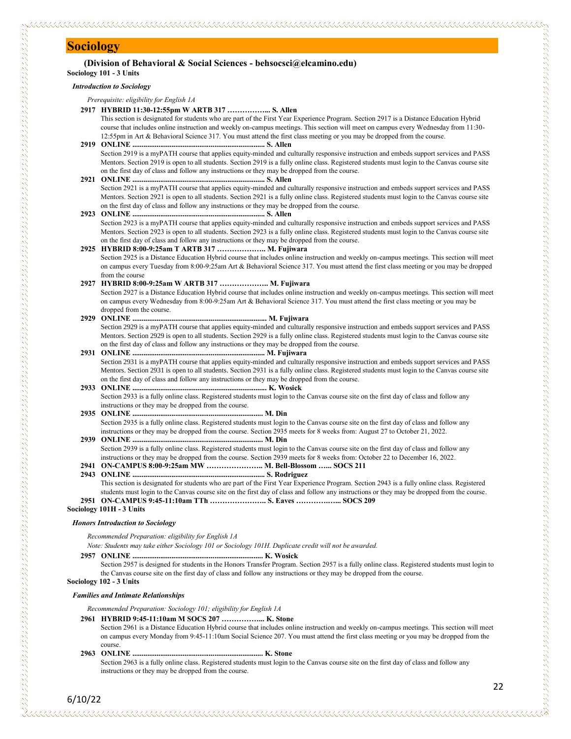# Sociology

**(Division of Behavioral & Social Sciences - behsocsci@elcamino.edu)**

**Sociology 101 - 3 Units**

***Introduction to Sociology***

*Prerequisite: eligibility for English 1A*

**2917 HYBRID 11:30-12:55pm W ARTB 317 ……………... S. Allen**
This section is designated for students who are part of the First Year Experience Program. Section 2917 is a Distance Education Hybrid course that includes online instruction and weekly on-campus meetings. This section will meet on campus every Wednesday from 11:30-12:55pm in Art & Behavioral Science 317. You must attend the first class meeting or you may be dropped from the course.

**2919 ONLINE ..................................................................... S. Allen**
Section 2919 is a myPATH course that applies equity-minded and culturally responsive instruction and embeds support services and PASS Mentors. Section 2919 is open to all students. Section 2919 is a fully online class. Registered students must login to the Canvas course site on the first day of class and follow any instructions or they may be dropped from the course.

**2921 ONLINE ..................................................................... S. Allen**
Section 2921 is a myPATH course that applies equity-minded and culturally responsive instruction and embeds support services and PASS Mentors. Section 2921 is open to all students. Section 2921 is a fully online class. Registered students must login to the Canvas course site on the first day of class and follow any instructions or they may be dropped from the course.

**2923 ONLINE ..................................................................... S. Allen**
Section 2923 is a myPATH course that applies equity-minded and culturally responsive instruction and embeds support services and PASS Mentors. Section 2923 is open to all students. Section 2923 is a fully online class. Registered students must login to the Canvas course site on the first day of class and follow any instructions or they may be dropped from the course.

**2925 HYBRID 8:00-9:25am T ARTB 317 ……………….. M. Fujiwara**
Section 2925 is a Distance Education Hybrid course that includes online instruction and weekly on-campus meetings. This section will meet on campus every Tuesday from 8:00-9:25am Art & Behavioral Science 317. You must attend the first class meeting or you may be dropped from the course

**2927 HYBRID 8:00-9:25am W ARTB 317 ……………….. M. Fujiwara**
Section 2927 is a Distance Education Hybrid course that includes online instruction and weekly on-campus meetings. This section will meet on campus every Wednesday from 8:00-9:25am Art & Behavioral Science 317. You must attend the first class meeting or you may be dropped from the course.

**2929 ONLINE ..................................................................... M. Fujiwara**
Section 2929 is a myPATH course that applies equity-minded and culturally responsive instruction and embeds support services and PASS Mentors. Section 2929 is open to all students. Section 2929 is a fully online class. Registered students must login to the Canvas course site on the first day of class and follow any instructions or they may be dropped from the course.

**2931 ONLINE ..................................................................... M. Fujiwara**
Section 2931 is a myPATH course that applies equity-minded and culturally responsive instruction and embeds support services and PASS Mentors. Section 2931 is open to all students. Section 2931 is a fully online class. Registered students must login to the Canvas course site on the first day of class and follow any instructions or they may be dropped from the course.

**2933 ONLINE ..................................................................... K. Wosick**
Section 2933 is a fully online class. Registered students must login to the Canvas course site on the first day of class and follow any instructions or they may be dropped from the course.

**2935 ONLINE ..................................................................... M. Din**
Section 2935 is a fully online class. Registered students must login to the Canvas course site on the first day of class and follow any instructions or they may be dropped from the course. Section 2935 meets for 8 weeks from: August 27 to October 21, 2022.

**2939 ONLINE ..................................................................... M. Din**
Section 2939 is a fully online class. Registered students must login to the Canvas course site on the first day of class and follow any instructions or they may be dropped from the course. Section 2939 meets for 8 weeks from: October 22 to December 16, 2022.

**2941 ON-CAMPUS 8:00-9:25am MW ………………….. M. Bell-Blossom …... SOCS 211**

**2943 ONLINE ..................................................................... S. Rodriguez**
This section is designated for students who are part of the First Year Experience Program. Section 2943 is a fully online class. Registered students must login to the Canvas course site on the first day of class and follow any instructions or they may be dropped from the course.

**2951 ON-CAMPUS 9:45-11:10am TTh ………………….. S. Eaves ……………... SOCS 209**

**Sociology 101H - 3 Units**

***Honors Introduction to Sociology***

*Recommended Preparation: eligibility for English 1A*

*Note: Students may take either Sociology 101 or Sociology 101H. Duplicate credit will not be awarded.*

**2957 ONLINE ..................................................................... K. Wosick**
Section 2957 is designed for students in the Honors Transfer Program. Section 2957 is a fully online class. Registered students must login to the Canvas course site on the first day of class and follow any instructions or they may be dropped from the course.

**Sociology 102 - 3 Units**

***Families and Intimate Relationships***

*Recommended Preparation: Sociology 101; eligibility for English 1A*

**2961 HYBRID 9:45-11:10am M SOCS 207 ……………... K. Stone**
Section 2961 is a Distance Education Hybrid course that includes online instruction and weekly on-campus meetings. This section will meet on campus every Monday from 9:45-11:10am Social Science 207. You must attend the first class meeting or you may be dropped from the course.

**2963 ONLINE ..................................................................... K. Stone**
Section 2963 is a fully online class. Registered students must login to the Canvas course site on the first day of class and follow any instructions or they may be dropped from the course.

6/10/22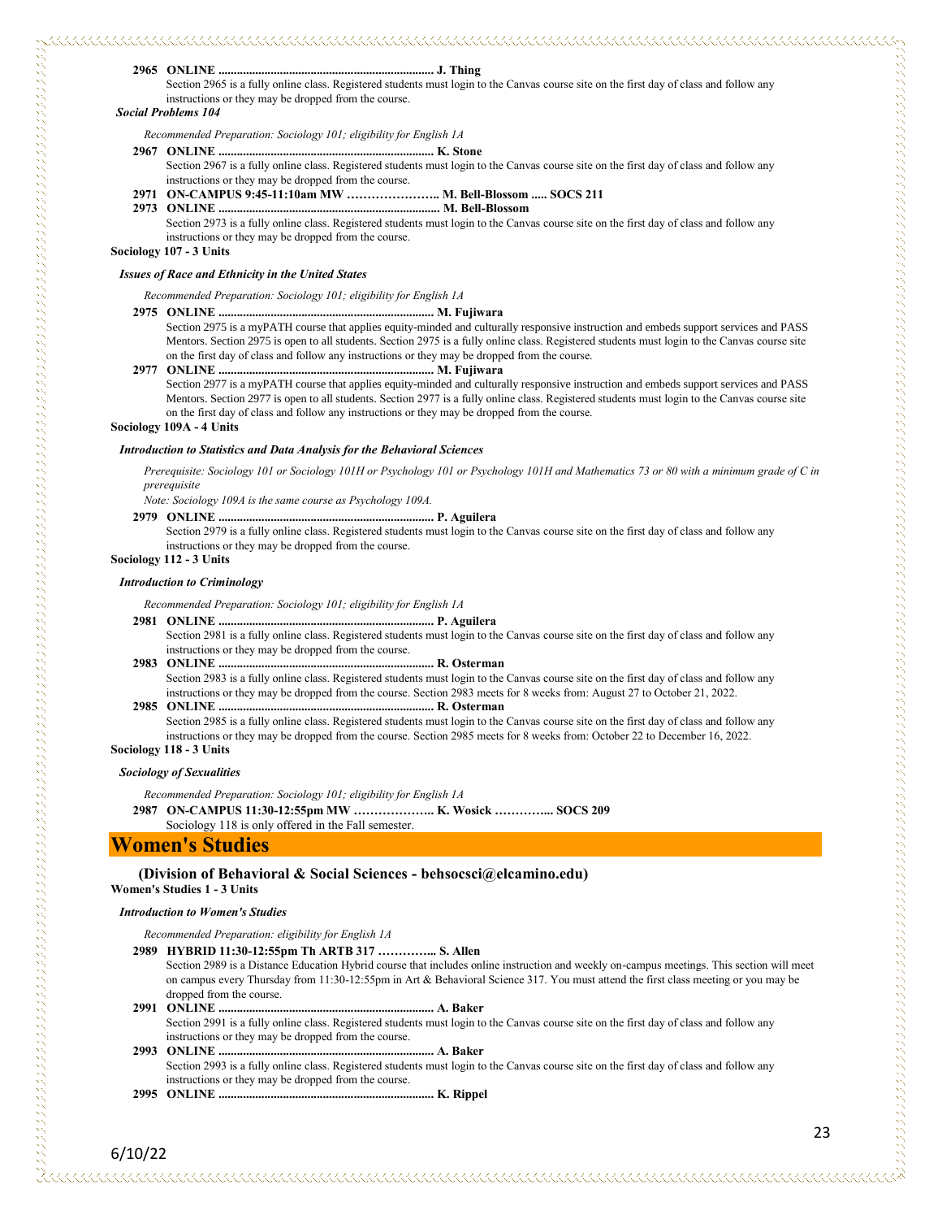**2965 ONLINE ...................................................................... J. Thing**

Section 2965 is a fully online class. Registered students must login to the Canvas course site on the first day of class and follow any instructions or they may be dropped from the course.

***Social Problems 104***

*Recommended Preparation: Sociology 101; eligibility for English 1A*

**2967 ONLINE ...................................................................... K. Stone**

Section 2967 is a fully online class. Registered students must login to the Canvas course site on the first day of class and follow any instructions or they may be dropped from the course.

**2971 ON-CAMPUS 9:45-11:10am MW ………………….. M. Bell-Blossom ..... SOCS 211**

**2973 ONLINE ...................................................................... M. Bell-Blossom**

Section 2973 is a fully online class. Registered students must login to the Canvas course site on the first day of class and follow any instructions or they may be dropped from the course.

**Sociology 107 - 3 Units**

***Issues of Race and Ethnicity in the United States***

*Recommended Preparation: Sociology 101; eligibility for English 1A*

**2975 ONLINE ...................................................................... M. Fujiwara**

Section 2975 is a myPATH course that applies equity-minded and culturally responsive instruction and embeds support services and PASS Mentors. Section 2975 is open to all students. Section 2975 is a fully online class. Registered students must login to the Canvas course site on the first day of class and follow any instructions or they may be dropped from the course.

**2977 ONLINE ...................................................................... M. Fujiwara**

Section 2977 is a myPATH course that applies equity-minded and culturally responsive instruction and embeds support services and PASS Mentors. Section 2977 is open to all students. Section 2977 is a fully online class. Registered students must login to the Canvas course site on the first day of class and follow any instructions or they may be dropped from the course.

**Sociology 109A - 4 Units**

***Introduction to Statistics and Data Analysis for the Behavioral Sciences***

*Prerequisite: Sociology 101 or Sociology 101H or Psychology 101 or Psychology 101H and Mathematics 73 or 80 with a minimum grade of C in prerequisite*

*Note: Sociology 109A is the same course as Psychology 109A.*

**2979 ONLINE ...................................................................... P. Aguilera**

Section 2979 is a fully online class. Registered students must login to the Canvas course site on the first day of class and follow any instructions or they may be dropped from the course.

**Sociology 112 - 3 Units**

***Introduction to Criminology***

*Recommended Preparation: Sociology 101; eligibility for English 1A*

**2981 ONLINE ...................................................................... P. Aguilera**

Section 2981 is a fully online class. Registered students must login to the Canvas course site on the first day of class and follow any instructions or they may be dropped from the course.

**2983 ONLINE ...................................................................... R. Osterman**

Section 2983 is a fully online class. Registered students must login to the Canvas course site on the first day of class and follow any instructions or they may be dropped from the course. Section 2983 meets for 8 weeks from: August 27 to October 21, 2022.

**2985 ONLINE ...................................................................... R. Osterman**

Section 2985 is a fully online class. Registered students must login to the Canvas course site on the first day of class and follow any instructions or they may be dropped from the course. Section 2985 meets for 8 weeks from: October 22 to December 16, 2022.

**Sociology 118 - 3 Units**

***Sociology of Sexualities***

*Recommended Preparation: Sociology 101; eligibility for English 1A*

**2987 ON-CAMPUS 11:30-12:55pm MW ……………….. K. Wosick …………... SOCS 209**

Sociology 118 is only offered in the Fall semester.

# Women's Studies

**(Division of Behavioral & Social Sciences - behsocsci@elcamino.edu)**

**Women's Studies 1 - 3 Units**

***Introduction to Women's Studies***

*Recommended Preparation: eligibility for English 1A*

**2989 HYBRID 11:30-12:55pm Th ARTB 317 …………... S. Allen**

Section 2989 is a Distance Education Hybrid course that includes online instruction and weekly on-campus meetings. This section will meet on campus every Thursday from 11:30-12:55pm in Art & Behavioral Science 317. You must attend the first class meeting or you may be dropped from the course.

**2991 ONLINE ...................................................................... A. Baker**

Section 2991 is a fully online class. Registered students must login to the Canvas course site on the first day of class and follow any instructions or they may be dropped from the course.

**2993 ONLINE ...................................................................... A. Baker**

Section 2993 is a fully online class. Registered students must login to the Canvas course site on the first day of class and follow any instructions or they may be dropped from the course.

**2995 ONLINE ...................................................................... K. Rippel**

6/10/22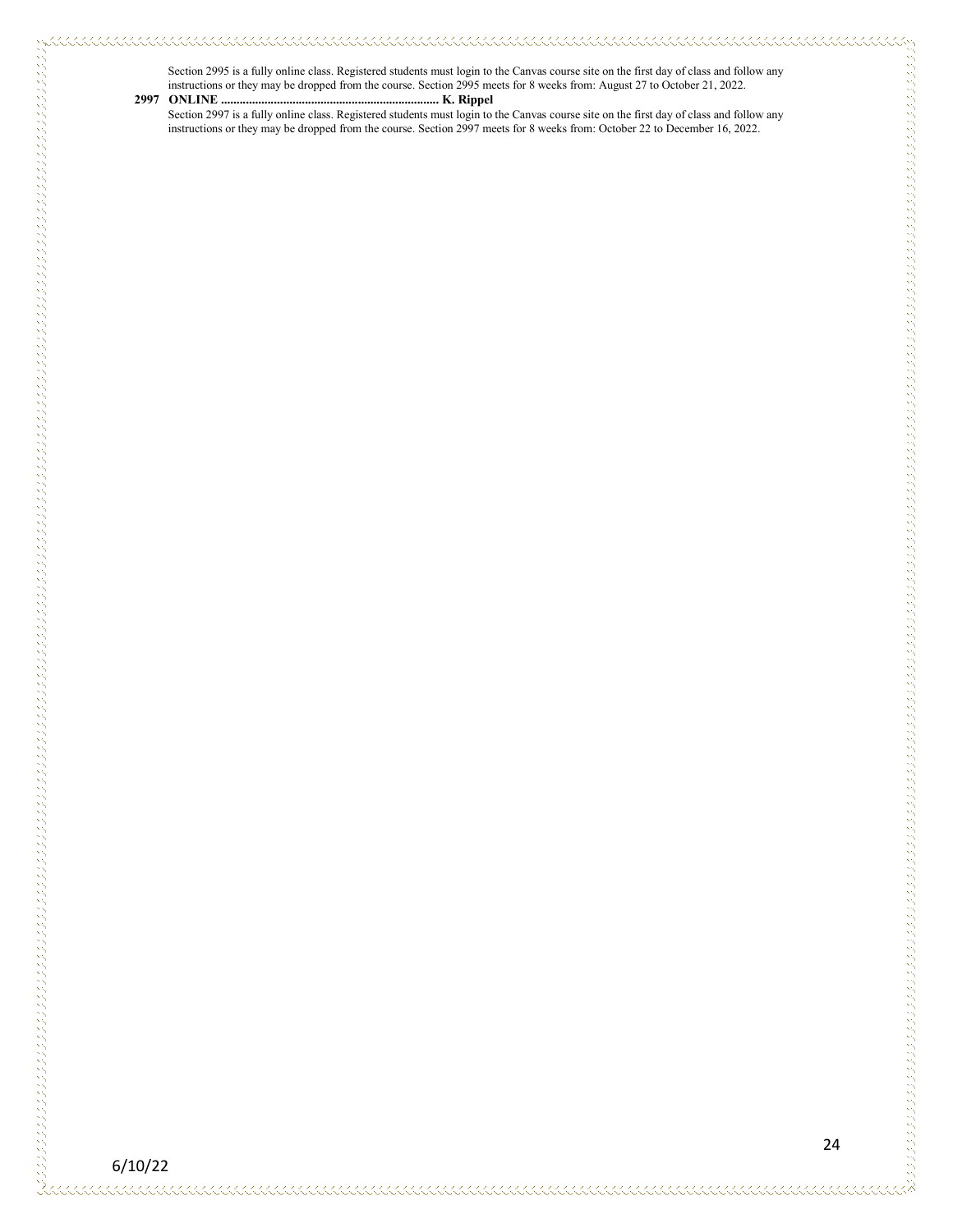Section 2995 is a fully online class. Registered students must login to the Canvas course site on the first day of class and follow any instructions or they may be dropped from the course. Section 2995 meets for 8 weeks from: August 27 to October 21, 2022.

**2997 ONLINE ...................................................................... K. Rippel**

Section 2997 is a fully online class. Registered students must login to the Canvas course site on the first day of class and follow any instructions or they may be dropped from the course. Section 2997 meets for 8 weeks from: October 22 to December 16, 2022.